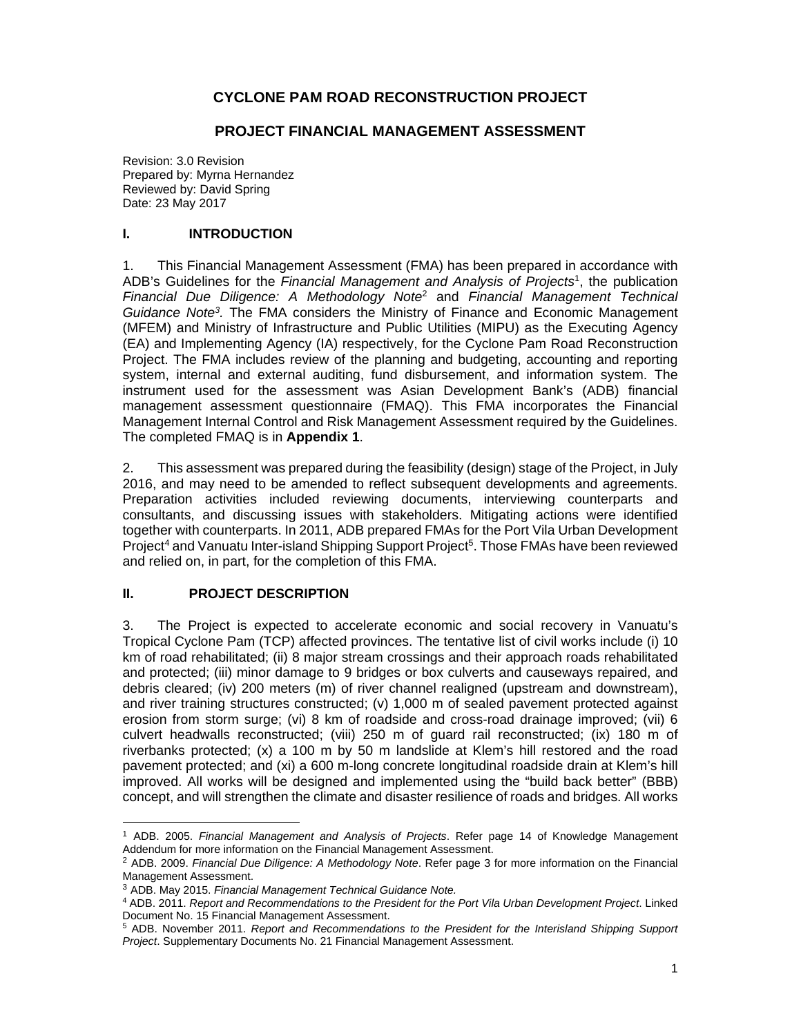# CYCLONE PAM ROAD RECONSTRUCTION PROJECT

## PROJECT FINANCIAL MANAGEMENT ASSESSMENT

Revision: 3.0 Revision
Prepared by: Myrna Hernandez
Reviewed by: David Spring
Date: 23 May 2017

## I. INTRODUCTION

1. This Financial Management Assessment (FMA) has been prepared in accordance with ADB's Guidelines for the *Financial Management and Analysis of Projects*[1], the publication *Financial Due Diligence: A Methodology Note*[2] and *Financial Management Technical Guidance Note*[3]. The FMA considers the Ministry of Finance and Economic Management (MFEM) and Ministry of Infrastructure and Public Utilities (MIPU) as the Executing Agency (EA) and Implementing Agency (IA) respectively, for the Cyclone Pam Road Reconstruction Project. The FMA includes review of the planning and budgeting, accounting and reporting system, internal and external auditing, fund disbursement, and information system. The instrument used for the assessment was Asian Development Bank's (ADB) financial management assessment questionnaire (FMAQ). This FMA incorporates the Financial Management Internal Control and Risk Management Assessment required by the Guidelines. The completed FMAQ is in **Appendix 1**.

2. This assessment was prepared during the feasibility (design) stage of the Project, in July 2016, and may need to be amended to reflect subsequent developments and agreements. Preparation activities included reviewing documents, interviewing counterparts and consultants, and discussing issues with stakeholders. Mitigating actions were identified together with counterparts. In 2011, ADB prepared FMAs for the Port Vila Urban Development Project[4] and Vanuatu Inter-island Shipping Support Project[5]. Those FMAs have been reviewed and relied on, in part, for the completion of this FMA.

## II. PROJECT DESCRIPTION

3. The Project is expected to accelerate economic and social recovery in Vanuatu's Tropical Cyclone Pam (TCP) affected provinces. The tentative list of civil works include (i) 10 km of road rehabilitated; (ii) 8 major stream crossings and their approach roads rehabilitated and protected; (iii) minor damage to 9 bridges or box culverts and causeways repaired, and debris cleared; (iv) 200 meters (m) of river channel realigned (upstream and downstream), and river training structures constructed; (v) 1,000 m of sealed pavement protected against erosion from storm surge; (vi) 8 km of roadside and cross-road drainage improved; (vii) 6 culvert headwalls reconstructed; (viii) 250 m of guard rail reconstructed; (ix) 180 m of riverbanks protected; (x) a 100 m by 50 m landslide at Klem's hill restored and the road pavement protected; and (xi) a 600 m-long concrete longitudinal roadside drain at Klem's hill improved. All works will be designed and implemented using the "build back better" (BBB) concept, and will strengthen the climate and disaster resilience of roads and bridges. All works

---

[1] ADB. 2005. *Financial Management and Analysis of Projects*. Refer page 14 of Knowledge Management Addendum for more information on the Financial Management Assessment.

[2] ADB. 2009. *Financial Due Diligence: A Methodology Note*. Refer page 3 for more information on the Financial Management Assessment.

[3] ADB. May 2015. *Financial Management Technical Guidance Note.*

[4] ADB. 2011. *Report and Recommendations to the President for the Port Vila Urban Development Project*. Linked Document No. 15 Financial Management Assessment.

[5] ADB. November 2011. *Report and Recommendations to the President for the Interisland Shipping Support Project*. Supplementary Documents No. 21 Financial Management Assessment.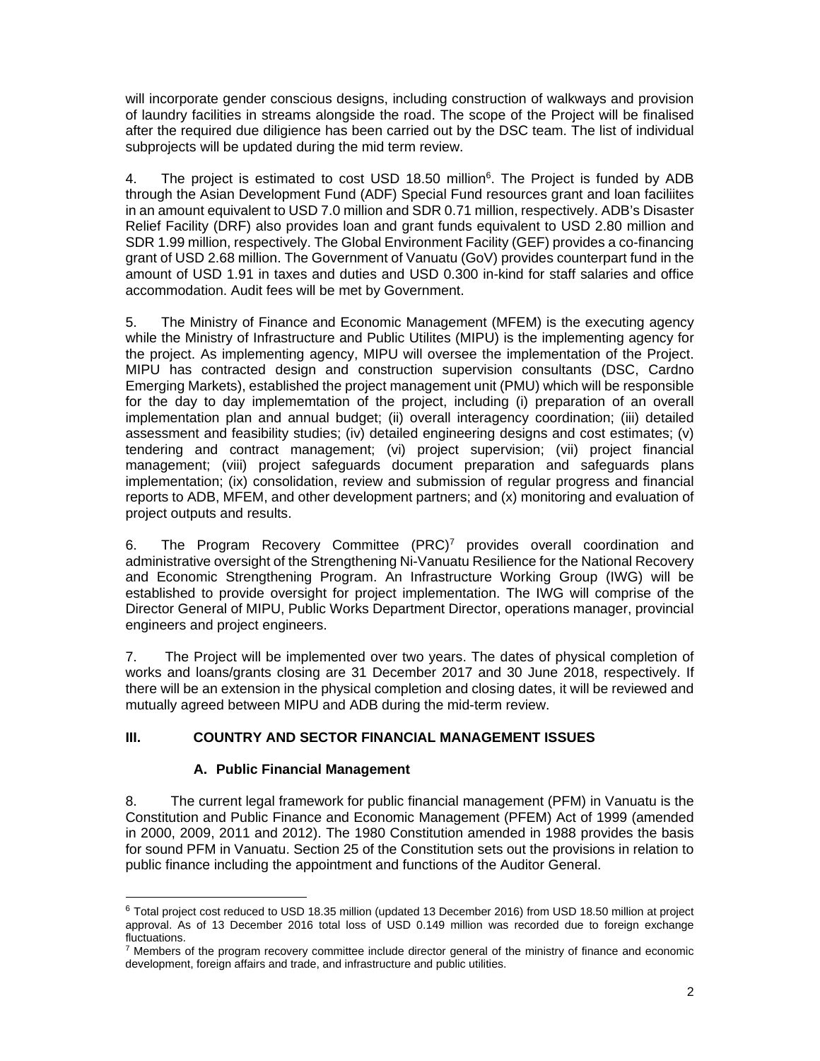will incorporate gender conscious designs, including construction of walkways and provision of laundry facilities in streams alongside the road. The scope of the Project will be finalised after the required due diligience has been carried out by the DSC team. The list of individual subprojects will be updated during the mid term review.

4. The project is estimated to cost USD 18.50 million[6]. The Project is funded by ADB through the Asian Development Fund (ADF) Special Fund resources grant and loan faciliites in an amount equivalent to USD 7.0 million and SDR 0.71 million, respectively. ADB's Disaster Relief Facility (DRF) also provides loan and grant funds equivalent to USD 2.80 million and SDR 1.99 million, respectively. The Global Environment Facility (GEF) provides a co-financing grant of USD 2.68 million. The Government of Vanuatu (GoV) provides counterpart fund in the amount of USD 1.91 in taxes and duties and USD 0.300 in-kind for staff salaries and office accommodation. Audit fees will be met by Government.

5. The Ministry of Finance and Economic Management (MFEM) is the executing agency while the Ministry of Infrastructure and Public Utilites (MIPU) is the implementing agency for the project. As implementing agency, MIPU will oversee the implementation of the Project. MIPU has contracted design and construction supervision consultants (DSC, Cardno Emerging Markets), established the project management unit (PMU) which will be responsible for the day to day implememtation of the project, including (i) preparation of an overall implementation plan and annual budget; (ii) overall interagency coordination; (iii) detailed assessment and feasibility studies; (iv) detailed engineering designs and cost estimates; (v) tendering and contract management; (vi) project supervision; (vii) project financial management; (viii) project safeguards document preparation and safeguards plans implementation; (ix) consolidation, review and submission of regular progress and financial reports to ADB, MFEM, and other development partners; and (x) monitoring and evaluation of project outputs and results.

6. The Program Recovery Committee (PRC)[7] provides overall coordination and administrative oversight of the Strengthening Ni-Vanuatu Resilience for the National Recovery and Economic Strengthening Program. An Infrastructure Working Group (IWG) will be established to provide oversight for project implementation. The IWG will comprise of the Director General of MIPU, Public Works Department Director, operations manager, provincial engineers and project engineers.

7. The Project will be implemented over two years. The dates of physical completion of works and loans/grants closing are 31 December 2017 and 30 June 2018, respectively. If there will be an extension in the physical completion and closing dates, it will be reviewed and mutually agreed between MIPU and ADB during the mid-term review.

## III. COUNTRY AND SECTOR FINANCIAL MANAGEMENT ISSUES

### A. Public Financial Management

8. The current legal framework for public financial management (PFM) in Vanuatu is the Constitution and Public Finance and Economic Management (PFEM) Act of 1999 (amended in 2000, 2009, 2011 and 2012). The 1980 Constitution amended in 1988 provides the basis for sound PFM in Vanuatu. Section 25 of the Constitution sets out the provisions in relation to public finance including the appointment and functions of the Auditor General.

---

[6] Total project cost reduced to USD 18.35 million (updated 13 December 2016) from USD 18.50 million at project approval. As of 13 December 2016 total loss of USD 0.149 million was recorded due to foreign exchange fluctuations.

[7] Members of the program recovery committee include director general of the ministry of finance and economic development, foreign affairs and trade, and infrastructure and public utilities.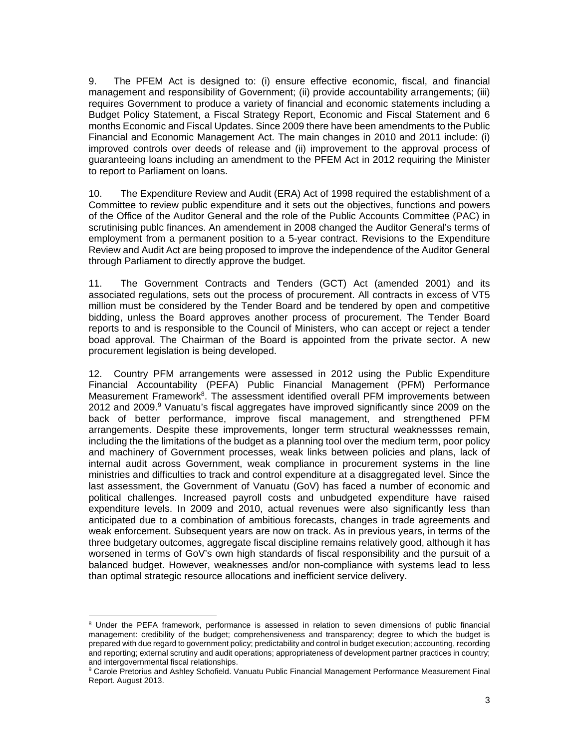9. The PFEM Act is designed to: (i) ensure effective economic, fiscal, and financial management and responsibility of Government; (ii) provide accountability arrangements; (iii) requires Government to produce a variety of financial and economic statements including a Budget Policy Statement, a Fiscal Strategy Report, Economic and Fiscal Statement and 6 months Economic and Fiscal Updates. Since 2009 there have been amendments to the Public Financial and Economic Management Act. The main changes in 2010 and 2011 include: (i) improved controls over deeds of release and (ii) improvement to the approval process of guaranteeing loans including an amendment to the PFEM Act in 2012 requiring the Minister to report to Parliament on loans.

10. The Expenditure Review and Audit (ERA) Act of 1998 required the establishment of a Committee to review public expenditure and it sets out the objectives, functions and powers of the Office of the Auditor General and the role of the Public Accounts Committee (PAC) in scrutinising publc finances. An amendement in 2008 changed the Auditor General's terms of employment from a permanent position to a 5-year contract. Revisions to the Expenditure Review and Audit Act are being proposed to improve the independence of the Auditor General through Parliament to directly approve the budget.

11. The Government Contracts and Tenders (GCT) Act (amended 2001) and its associated regulations, sets out the process of procurement. All contracts in excess of VT5 million must be considered by the Tender Board and be tendered by open and competitive bidding, unless the Board approves another process of procurement. The Tender Board reports to and is responsible to the Council of Ministers, who can accept or reject a tender boad approval. The Chairman of the Board is appointed from the private sector. A new procurement legislation is being developed.

12. Country PFM arrangements were assessed in 2012 using the Public Expenditure Financial Accountability (PEFA) Public Financial Management (PFM) Performance Measurement Framework[8]. The assessment identified overall PFM improvements between 2012 and 2009.[9] Vanuatu's fiscal aggregates have improved significantly since 2009 on the back of better performance, improve fiscal management, and strengthened PFM arrangements. Despite these improvements, longer term structural weaknessses remain, including the the limitations of the budget as a planning tool over the medium term, poor policy and machinery of Government processes, weak links between policies and plans, lack of internal audit across Government, weak compliance in procurement systems in the line ministries and difficulties to track and control expenditure at a disaggregated level. Since the last assessment, the Government of Vanuatu (GoV) has faced a number of economic and political challenges. Increased payroll costs and unbudgeted expenditure have raised expenditure levels. In 2009 and 2010, actual revenues were also significantly less than anticipated due to a combination of ambitious forecasts, changes in trade agreements and weak enforcement. Subsequent years are now on track. As in previous years, in terms of the three budgetary outcomes, aggregate fiscal discipline remains relatively good, although it has worsened in terms of GoV's own high standards of fiscal responsibility and the pursuit of a balanced budget. However, weaknesses and/or non-compliance with systems lead to less than optimal strategic resource allocations and inefficient service delivery.

---

[8] Under the PEFA framework, performance is assessed in relation to seven dimensions of public financial management: credibility of the budget; comprehensiveness and transparency; degree to which the budget is prepared with due regard to government policy; predictability and control in budget execution; accounting, recording and reporting; external scrutiny and audit operations; appropriateness of development partner practices in country; and intergovernmental fiscal relationships.

[9] Carole Pretorius and Ashley Schofield. Vanuatu Public Financial Management Performance Measurement Final Report*.* August 2013.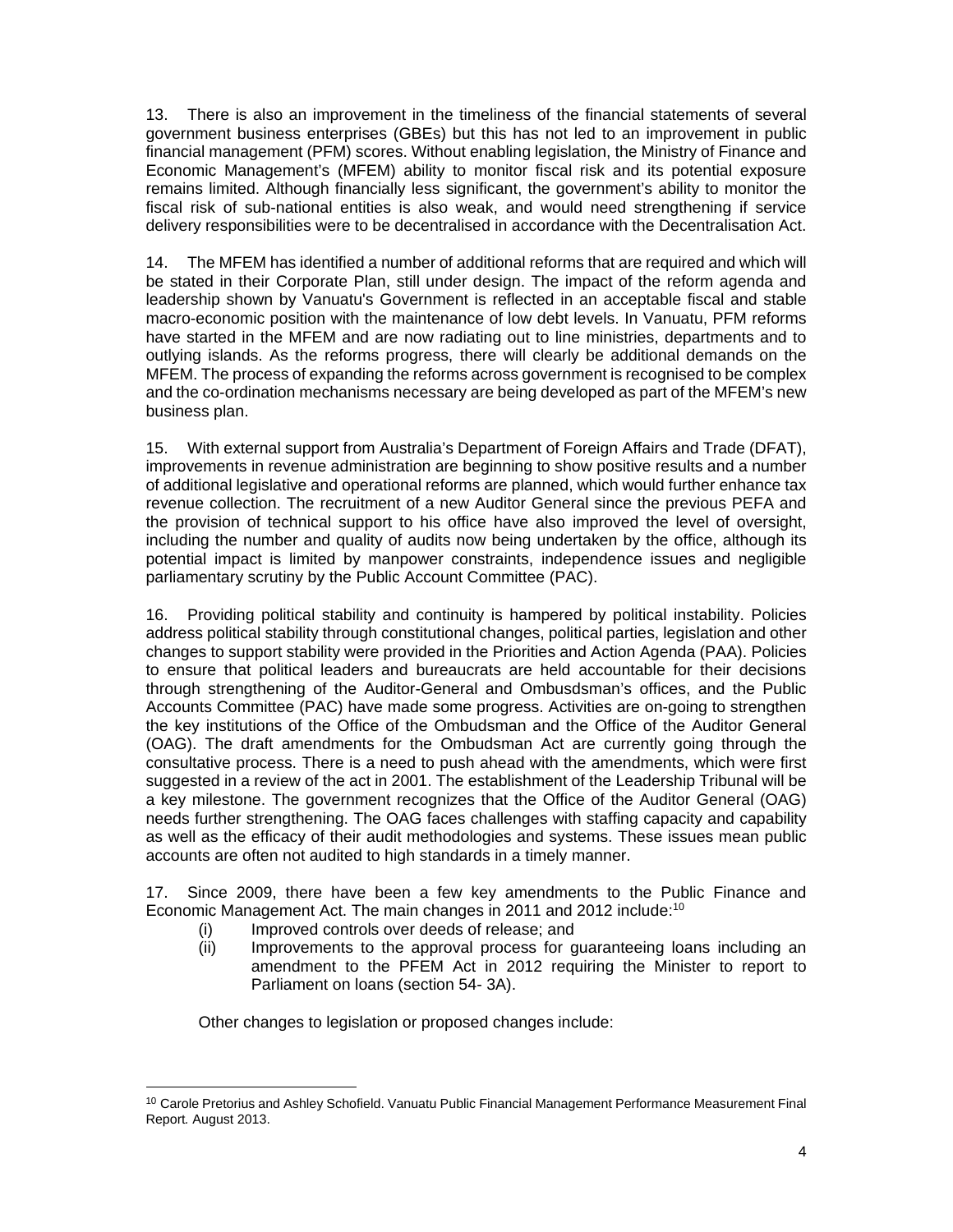13. There is also an improvement in the timeliness of the financial statements of several government business enterprises (GBEs) but this has not led to an improvement in public financial management (PFM) scores. Without enabling legislation, the Ministry of Finance and Economic Management's (MFEM) ability to monitor fiscal risk and its potential exposure remains limited. Although financially less significant, the government's ability to monitor the fiscal risk of sub-national entities is also weak, and would need strengthening if service delivery responsibilities were to be decentralised in accordance with the Decentralisation Act.

14. The MFEM has identified a number of additional reforms that are required and which will be stated in their Corporate Plan, still under design. The impact of the reform agenda and leadership shown by Vanuatu's Government is reflected in an acceptable fiscal and stable macro-economic position with the maintenance of low debt levels. In Vanuatu, PFM reforms have started in the MFEM and are now radiating out to line ministries, departments and to outlying islands. As the reforms progress, there will clearly be additional demands on the MFEM. The process of expanding the reforms across government is recognised to be complex and the co-ordination mechanisms necessary are being developed as part of the MFEM's new business plan.

15. With external support from Australia's Department of Foreign Affairs and Trade (DFAT), improvements in revenue administration are beginning to show positive results and a number of additional legislative and operational reforms are planned, which would further enhance tax revenue collection. The recruitment of a new Auditor General since the previous PEFA and the provision of technical support to his office have also improved the level of oversight, including the number and quality of audits now being undertaken by the office, although its potential impact is limited by manpower constraints, independence issues and negligible parliamentary scrutiny by the Public Account Committee (PAC).

16. Providing political stability and continuity is hampered by political instability. Policies address political stability through constitutional changes, political parties, legislation and other changes to support stability were provided in the Priorities and Action Agenda (PAA). Policies to ensure that political leaders and bureaucrats are held accountable for their decisions through strengthening of the Auditor-General and Ombusdsman's offices, and the Public Accounts Committee (PAC) have made some progress. Activities are on-going to strengthen the key institutions of the Office of the Ombudsman and the Office of the Auditor General (OAG). The draft amendments for the Ombudsman Act are currently going through the consultative process. There is a need to push ahead with the amendments, which were first suggested in a review of the act in 2001. The establishment of the Leadership Tribunal will be a key milestone. The government recognizes that the Office of the Auditor General (OAG) needs further strengthening. The OAG faces challenges with staffing capacity and capability as well as the efficacy of their audit methodologies and systems. These issues mean public accounts are often not audited to high standards in a timely manner.

17. Since 2009, there have been a few key amendments to the Public Finance and Economic Management Act. The main changes in 2011 and 2012 include:[10]

(i) Improved controls over deeds of release; and
(ii) Improvements to the approval process for guaranteeing loans including an amendment to the PFEM Act in 2012 requiring the Minister to report to Parliament on loans (section 54- 3A).

Other changes to legislation or proposed changes include:

---

[10] Carole Pretorius and Ashley Schofield. Vanuatu Public Financial Management Performance Measurement Final Report*.* August 2013.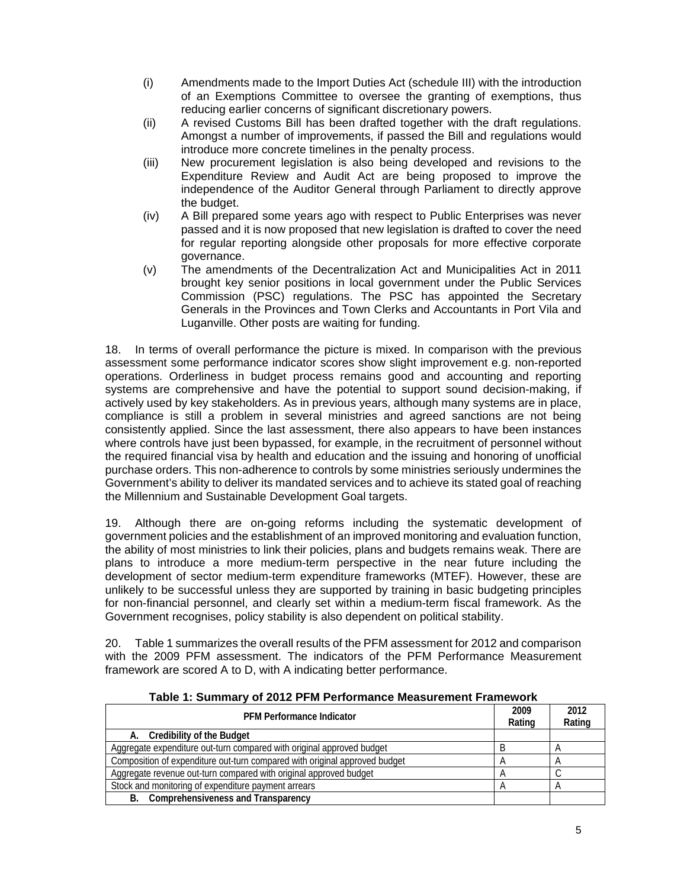(i) Amendments made to the Import Duties Act (schedule III) with the introduction of an Exemptions Committee to oversee the granting of exemptions, thus reducing earlier concerns of significant discretionary powers.

(ii) A revised Customs Bill has been drafted together with the draft regulations. Amongst a number of improvements, if passed the Bill and regulations would introduce more concrete timelines in the penalty process.

(iii) New procurement legislation is also being developed and revisions to the Expenditure Review and Audit Act are being proposed to improve the independence of the Auditor General through Parliament to directly approve the budget.

(iv) A Bill prepared some years ago with respect to Public Enterprises was never passed and it is now proposed that new legislation is drafted to cover the need for regular reporting alongside other proposals for more effective corporate governance.

(v) The amendments of the Decentralization Act and Municipalities Act in 2011 brought key senior positions in local government under the Public Services Commission (PSC) regulations. The PSC has appointed the Secretary Generals in the Provinces and Town Clerks and Accountants in Port Vila and Luganville. Other posts are waiting for funding.

18. In terms of overall performance the picture is mixed. In comparison with the previous assessment some performance indicator scores show slight improvement e.g. non-reported operations. Orderliness in budget process remains good and accounting and reporting systems are comprehensive and have the potential to support sound decision-making, if actively used by key stakeholders. As in previous years, although many systems are in place, compliance is still a problem in several ministries and agreed sanctions are not being consistently applied. Since the last assessment, there also appears to have been instances where controls have just been bypassed, for example, in the recruitment of personnel without the required financial visa by health and education and the issuing and honoring of unofficial purchase orders. This non-adherence to controls by some ministries seriously undermines the Government's ability to deliver its mandated services and to achieve its stated goal of reaching the Millennium and Sustainable Development Goal targets.

19. Although there are on-going reforms including the systematic development of government policies and the establishment of an improved monitoring and evaluation function, the ability of most ministries to link their policies, plans and budgets remains weak. There are plans to introduce a more medium-term perspective in the near future including the development of sector medium-term expenditure frameworks (MTEF). However, these are unlikely to be successful unless they are supported by training in basic budgeting principles for non-financial personnel, and clearly set within a medium-term fiscal framework. As the Government recognises, policy stability is also dependent on political stability.

20. Table 1 summarizes the overall results of the PFM assessment for 2012 and comparison with the 2009 PFM assessment. The indicators of the PFM Performance Measurement framework are scored A to D, with A indicating better performance.

**Table 1: Summary of 2012 PFM Performance Measurement Framework**

| PFM Performance Indicator | 2009 Rating | 2012 Rating |
|---|---|---|
| **A. Credibility of the Budget** | | |
| Aggregate expenditure out-turn compared with original approved budget | B | A |
| Composition of expenditure out-turn compared with original approved budget | A | A |
| Aggregate revenue out-turn compared with original approved budget | A | C |
| Stock and monitoring of expenditure payment arrears | A | A |
| **B. Comprehensiveness and Transparency** | | |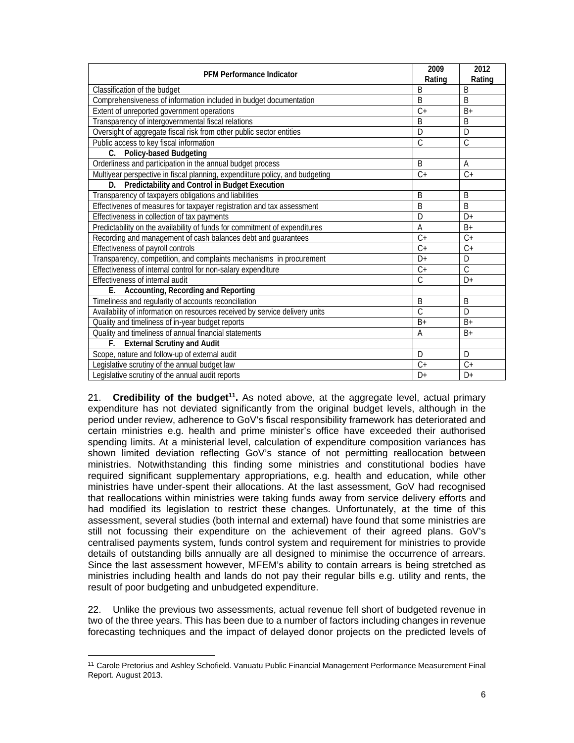| PFM Performance Indicator | 2009 Rating | 2012 Rating |
|---|---|---|
| Classification of the budget | B | B |
| Comprehensiveness of information included in budget documentation | B | B |
| Extent of unreported government operations | C+ | B+ |
| Transparency of intergovernmental fiscal relations | B | B |
| Oversight of aggregate fiscal risk from other public sector entities | D | D |
| Public access to key fiscal information | C | C |
| **C. Policy-based Budgeting** | | |
| Orderliness and participation in the annual budget process | B | A |
| Multiyear perspective in fiscal planning, expendiiture policy, and budgeting | C+ | C+ |
| **D. Predictability and Control in Budget Execution** | | |
| Transparency of taxpayers obligations and liabilities | B | B |
| Effectivenes of measures for taxpayer registration and tax assessment | B | B |
| Effectiveness in collection of tax payments | D | D+ |
| Predictability on the availability of funds for commitment of expenditures | A | B+ |
| Recording and management of cash balances debt and guarantees | C+ | C+ |
| Effectiveness of payroll controls | C+ | C+ |
| Transparency, competition, and complaints mechanisms in procurement | D+ | D |
| Effectiveness of internal control for non-salary expenditure | C+ | C |
| Effectiveness of internal audit | C | D+ |
| **E. Accounting, Recording and Reporting** | | |
| Timeliness and regularity of accounts reconciliation | B | B |
| Availability of information on resources received by service delivery units | C | D |
| Quality and timeliness of in-year budget reports | B+ | B+ |
| Quality and timeliness of annual financial statements | A | B+ |
| **F. External Scrutiny and Audit** | | |
| Scope, nature and follow-up of external audit | D | D |
| Legislative scrutiny of the annual budget law | C+ | C+ |
| Legislative scrutiny of the annual audit reports | D+ | D+ |

21. **Credibility of the budget[11].** As noted above, at the aggregate level, actual primary expenditure has not deviated significantly from the original budget levels, although in the period under review, adherence to GoV's fiscal responsibility framework has deteriorated and certain ministries e.g. health and prime minister's office have exceeded their authorised spending limits. At a ministerial level, calculation of expenditure composition variances has shown limited deviation reflecting GoV's stance of not permitting reallocation between ministries. Notwithstanding this finding some ministries and constitutional bodies have required significant supplementary appropriations, e.g. health and education, while other ministries have under-spent their allocations. At the last assessment, GoV had recognised that reallocations within ministries were taking funds away from service delivery efforts and had modified its legislation to restrict these changes. Unfortunately, at the time of this assessment, several studies (both internal and external) have found that some ministries are still not focussing their expenditure on the achievement of their agreed plans. GoV's centralised payments system, funds control system and requirement for ministries to provide details of outstanding bills annually are all designed to minimise the occurrence of arrears. Since the last assessment however, MFEM's ability to contain arrears is being stretched as ministries including health and lands do not pay their regular bills e.g. utility and rents, the result of poor budgeting and unbudgeted expenditure.

22. Unlike the previous two assessments, actual revenue fell short of budgeted revenue in two of the three years. This has been due to a number of factors including changes in revenue forecasting techniques and the impact of delayed donor projects on the predicted levels of

[11] Carole Pretorius and Ashley Schofield. Vanuatu Public Financial Management Performance Measurement Final Report. August 2013.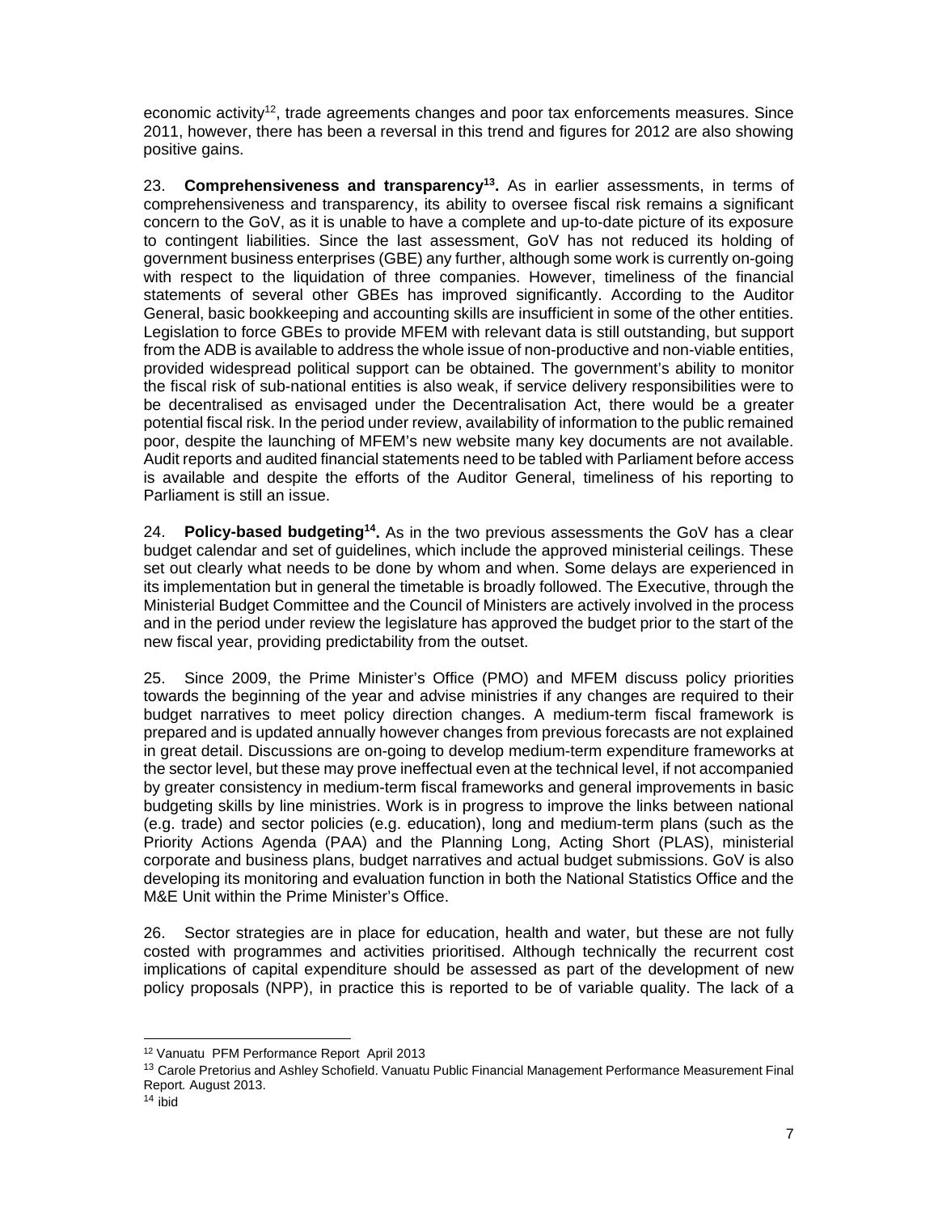economic activity[12], trade agreements changes and poor tax enforcements measures. Since 2011, however, there has been a reversal in this trend and figures for 2012 are also showing positive gains.

23. **Comprehensiveness and transparency[13].** As in earlier assessments, in terms of comprehensiveness and transparency, its ability to oversee fiscal risk remains a significant concern to the GoV, as it is unable to have a complete and up-to-date picture of its exposure to contingent liabilities. Since the last assessment, GoV has not reduced its holding of government business enterprises (GBE) any further, although some work is currently on-going with respect to the liquidation of three companies. However, timeliness of the financial statements of several other GBEs has improved significantly. According to the Auditor General, basic bookkeeping and accounting skills are insufficient in some of the other entities. Legislation to force GBEs to provide MFEM with relevant data is still outstanding, but support from the ADB is available to address the whole issue of non-productive and non-viable entities, provided widespread political support can be obtained. The government's ability to monitor the fiscal risk of sub-national entities is also weak, if service delivery responsibilities were to be decentralised as envisaged under the Decentralisation Act, there would be a greater potential fiscal risk. In the period under review, availability of information to the public remained poor, despite the launching of MFEM's new website many key documents are not available. Audit reports and audited financial statements need to be tabled with Parliament before access is available and despite the efforts of the Auditor General, timeliness of his reporting to Parliament is still an issue.

24. **Policy-based budgeting[14].** As in the two previous assessments the GoV has a clear budget calendar and set of guidelines, which include the approved ministerial ceilings. These set out clearly what needs to be done by whom and when. Some delays are experienced in its implementation but in general the timetable is broadly followed. The Executive, through the Ministerial Budget Committee and the Council of Ministers are actively involved in the process and in the period under review the legislature has approved the budget prior to the start of the new fiscal year, providing predictability from the outset.

25. Since 2009, the Prime Minister's Office (PMO) and MFEM discuss policy priorities towards the beginning of the year and advise ministries if any changes are required to their budget narratives to meet policy direction changes. A medium-term fiscal framework is prepared and is updated annually however changes from previous forecasts are not explained in great detail. Discussions are on-going to develop medium-term expenditure frameworks at the sector level, but these may prove ineffectual even at the technical level, if not accompanied by greater consistency in medium-term fiscal frameworks and general improvements in basic budgeting skills by line ministries. Work is in progress to improve the links between national (e.g. trade) and sector policies (e.g. education), long and medium-term plans (such as the Priority Actions Agenda (PAA) and the Planning Long, Acting Short (PLAS), ministerial corporate and business plans, budget narratives and actual budget submissions. GoV is also developing its monitoring and evaluation function in both the National Statistics Office and the M&E Unit within the Prime Minister's Office.

26. Sector strategies are in place for education, health and water, but these are not fully costed with programmes and activities prioritised. Although technically the recurrent cost implications of capital expenditure should be assessed as part of the development of new policy proposals (NPP), in practice this is reported to be of variable quality. The lack of a

---

[12] Vanuatu PFM Performance Report April 2013

[13] Carole Pretorius and Ashley Schofield. Vanuatu Public Financial Management Performance Measurement Final Report*.* August 2013.

[14] ibid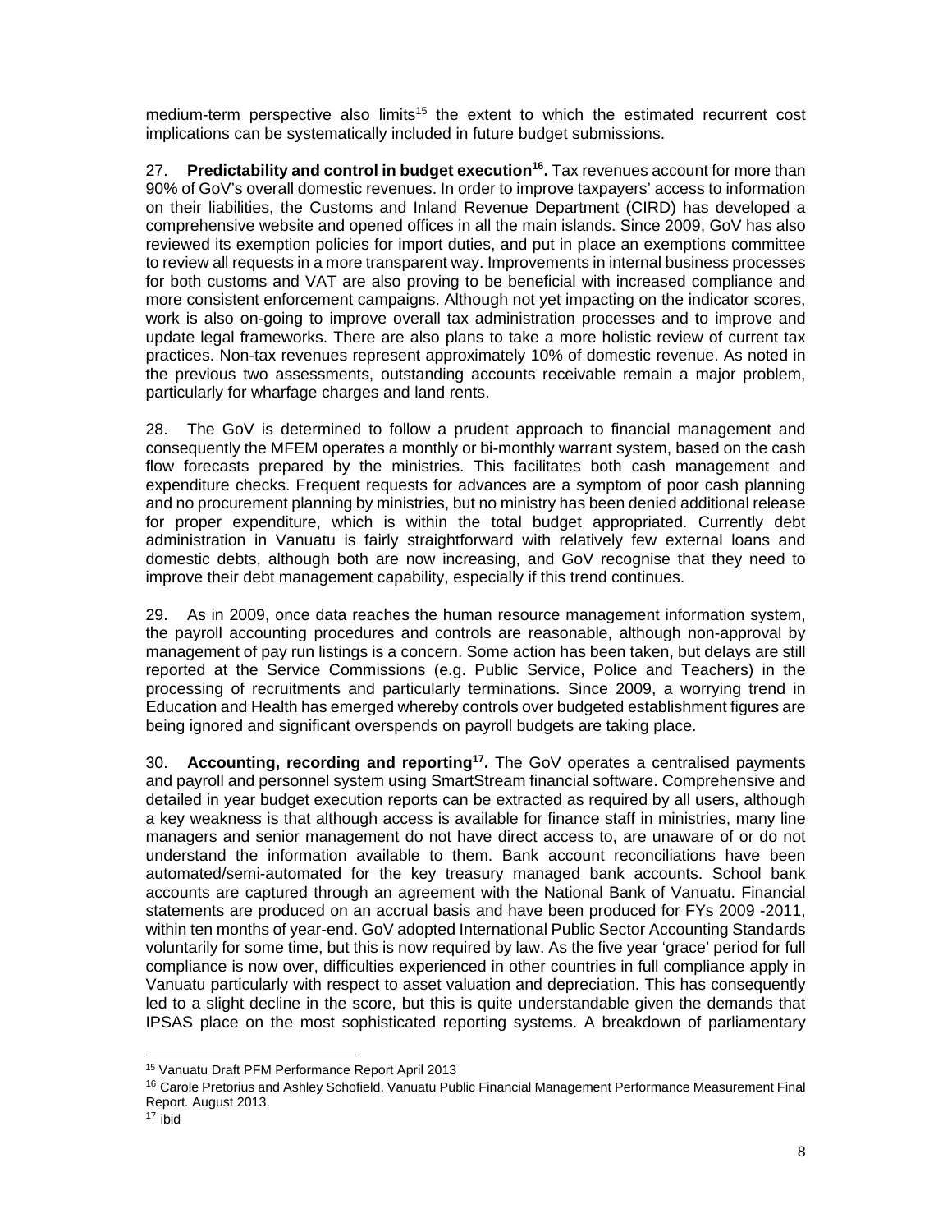medium-term perspective also limits[15] the extent to which the estimated recurrent cost implications can be systematically included in future budget submissions.

27. **Predictability and control in budget execution[16].** Tax revenues account for more than 90% of GoV's overall domestic revenues. In order to improve taxpayers' access to information on their liabilities, the Customs and Inland Revenue Department (CIRD) has developed a comprehensive website and opened offices in all the main islands. Since 2009, GoV has also reviewed its exemption policies for import duties, and put in place an exemptions committee to review all requests in a more transparent way. Improvements in internal business processes for both customs and VAT are also proving to be beneficial with increased compliance and more consistent enforcement campaigns. Although not yet impacting on the indicator scores, work is also on-going to improve overall tax administration processes and to improve and update legal frameworks. There are also plans to take a more holistic review of current tax practices. Non-tax revenues represent approximately 10% of domestic revenue. As noted in the previous two assessments, outstanding accounts receivable remain a major problem, particularly for wharfage charges and land rents.

28. The GoV is determined to follow a prudent approach to financial management and consequently the MFEM operates a monthly or bi-monthly warrant system, based on the cash flow forecasts prepared by the ministries. This facilitates both cash management and expenditure checks. Frequent requests for advances are a symptom of poor cash planning and no procurement planning by ministries, but no ministry has been denied additional release for proper expenditure, which is within the total budget appropriated. Currently debt administration in Vanuatu is fairly straightforward with relatively few external loans and domestic debts, although both are now increasing, and GoV recognise that they need to improve their debt management capability, especially if this trend continues.

29. As in 2009, once data reaches the human resource management information system, the payroll accounting procedures and controls are reasonable, although non-approval by management of pay run listings is a concern. Some action has been taken, but delays are still reported at the Service Commissions (e.g. Public Service, Police and Teachers) in the processing of recruitments and particularly terminations. Since 2009, a worrying trend in Education and Health has emerged whereby controls over budgeted establishment figures are being ignored and significant overspends on payroll budgets are taking place.

30. **Accounting, recording and reporting[17].** The GoV operates a centralised payments and payroll and personnel system using SmartStream financial software. Comprehensive and detailed in year budget execution reports can be extracted as required by all users, although a key weakness is that although access is available for finance staff in ministries, many line managers and senior management do not have direct access to, are unaware of or do not understand the information available to them. Bank account reconciliations have been automated/semi-automated for the key treasury managed bank accounts. School bank accounts are captured through an agreement with the National Bank of Vanuatu. Financial statements are produced on an accrual basis and have been produced for FYs 2009 -2011, within ten months of year-end. GoV adopted International Public Sector Accounting Standards voluntarily for some time, but this is now required by law. As the five year 'grace' period for full compliance is now over, difficulties experienced in other countries in full compliance apply in Vanuatu particularly with respect to asset valuation and depreciation. This has consequently led to a slight decline in the score, but this is quite understandable given the demands that IPSAS place on the most sophisticated reporting systems. A breakdown of parliamentary

---

[15] Vanuatu Draft PFM Performance Report April 2013

[16] Carole Pretorius and Ashley Schofield. Vanuatu Public Financial Management Performance Measurement Final Report*.* August 2013.

[17] ibid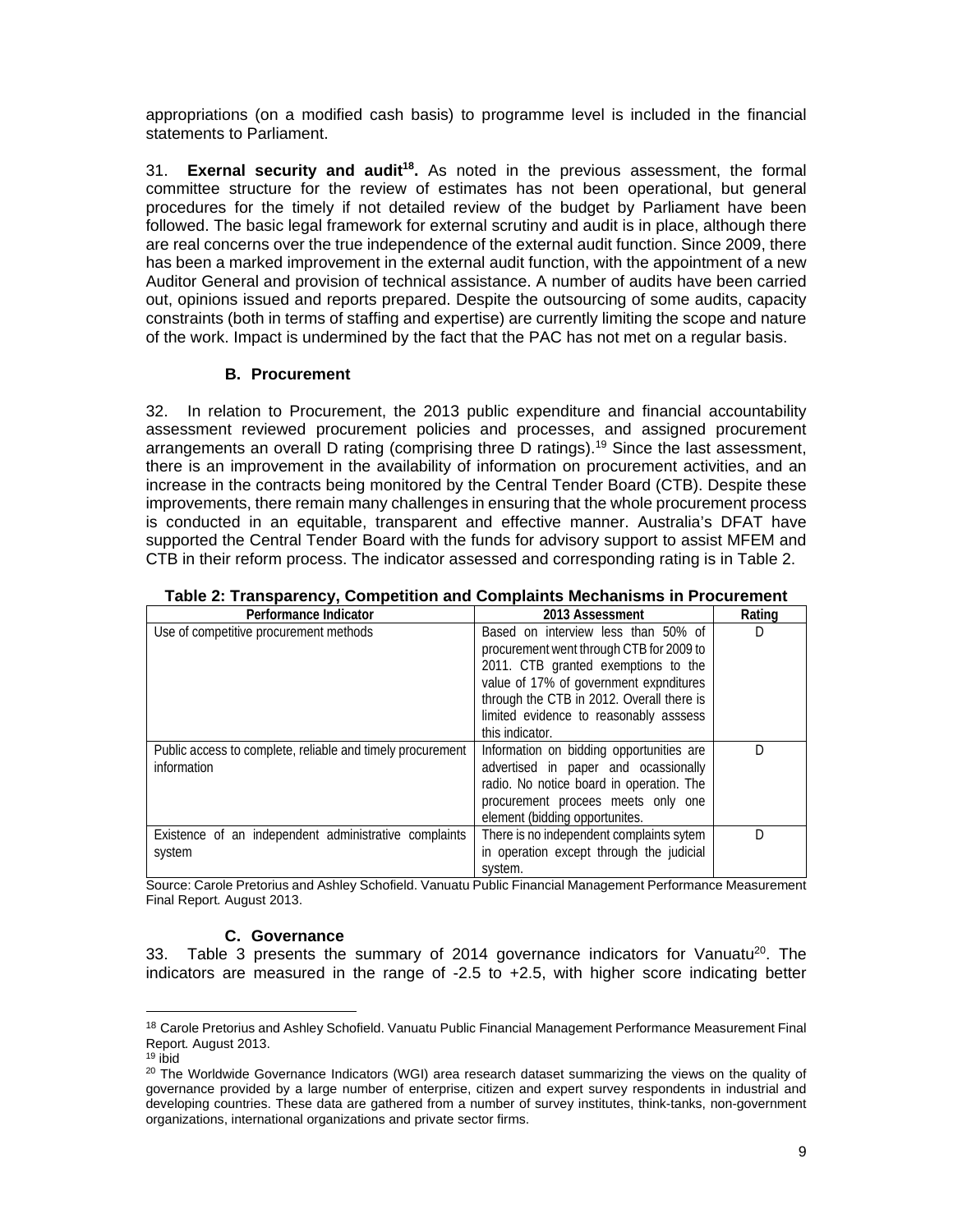appropriations (on a modified cash basis) to programme level is included in the financial statements to Parliament.

31. **Exernal security and audit[18].** As noted in the previous assessment, the formal committee structure for the review of estimates has not been operational, but general procedures for the timely if not detailed review of the budget by Parliament have been followed. The basic legal framework for external scrutiny and audit is in place, although there are real concerns over the true independence of the external audit function. Since 2009, there has been a marked improvement in the external audit function, with the appointment of a new Auditor General and provision of technical assistance. A number of audits have been carried out, opinions issued and reports prepared. Despite the outsourcing of some audits, capacity constraints (both in terms of staffing and expertise) are currently limiting the scope and nature of the work. Impact is undermined by the fact that the PAC has not met on a regular basis.

### B. Procurement

32. In relation to Procurement, the 2013 public expenditure and financial accountability assessment reviewed procurement policies and processes, and assigned procurement arrangements an overall D rating (comprising three D ratings).[19] Since the last assessment, there is an improvement in the availability of information on procurement activities, and an increase in the contracts being monitored by the Central Tender Board (CTB). Despite these improvements, there remain many challenges in ensuring that the whole procurement process is conducted in an equitable, transparent and effective manner. Australia's DFAT have supported the Central Tender Board with the funds for advisory support to assist MFEM and CTB in their reform process. The indicator assessed and corresponding rating is in Table 2.

**Table 2: Transparency, Competition and Complaints Mechanisms in Procurement**

| Performance Indicator | 2013 Assessment | Rating |
|---|---|---|
| Use of competitive procurement methods | Based on interview less than 50% of procurement went through CTB for 2009 to 2011. CTB granted exemptions to the value of 17% of government expnditures through the CTB in 2012. Overall there is limited evidence to reasonably asssess this indicator. | D |
| Public access to complete, reliable and timely procurement information | Information on bidding opportunities are advertised in paper and ocassionally radio. No notice board in operation. The procurement procees meets only one element (bidding opportunites. | D |
| Existence of an independent administrative complaints system | There is no independent complaints sytem in operation except through the judicial system. | D |

Source: Carole Pretorius and Ashley Schofield. Vanuatu Public Financial Management Performance Measurement Final Report. August 2013.

### C. Governance

33. Table 3 presents the summary of 2014 governance indicators for Vanuatu[20]. The indicators are measured in the range of -2.5 to +2.5, with higher score indicating better

---

[18] Carole Pretorius and Ashley Schofield. Vanuatu Public Financial Management Performance Measurement Final Report. August 2013.

[19] ibid

[20] The Worldwide Governance Indicators (WGI) area research dataset summarizing the views on the quality of governance provided by a large number of enterprise, citizen and expert survey respondents in industrial and developing countries. These data are gathered from a number of survey institutes, think-tanks, non-government organizations, international organizations and private sector firms.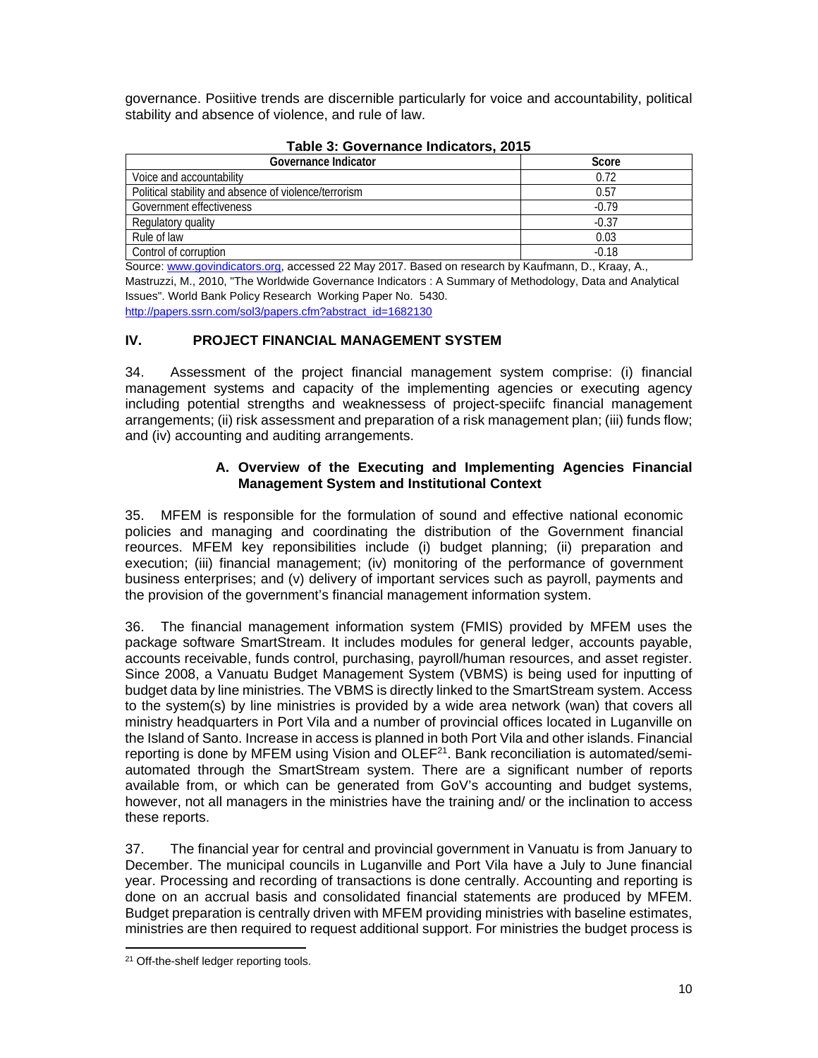governance. Posiitive trends are discernible particularly for voice and accountability, political stability and absence of violence, and rule of law.

**Table 3: Governance Indicators, 2015**

| Governance Indicator | Score |
|---|---|
| Voice and accountability | 0.72 |
| Political stability and absence of violence/terrorism | 0.57 |
| Government effectiveness | -0.79 |
| Regulatory quality | -0.37 |
| Rule of law | 0.03 |
| Control of corruption | -0.18 |

Source: www.govindicators.org, accessed 22 May 2017. Based on research by Kaufmann, D., Kraay, A., Mastruzzi, M., 2010, "The Worldwide Governance Indicators : A Summary of Methodology, Data and Analytical Issues". World Bank Policy Research Working Paper No. 5430. http://papers.ssrn.com/sol3/papers.cfm?abstract_id=1682130

## IV. PROJECT FINANCIAL MANAGEMENT SYSTEM

34. Assessment of the project financial management system comprise: (i) financial management systems and capacity of the implementing agencies or executing agency including potential strengths and weaknessess of project-speciifc financial management arrangements; (ii) risk assessment and preparation of a risk management plan; (iii) funds flow; and (iv) accounting and auditing arrangements.

### A. Overview of the Executing and Implementing Agencies Financial Management System and Institutional Context

35. MFEM is responsible for the formulation of sound and effective national economic policies and managing and coordinating the distribution of the Government financial reources. MFEM key reponsibilities include (i) budget planning; (ii) preparation and execution; (iii) financial management; (iv) monitoring of the performance of government business enterprises; and (v) delivery of important services such as payroll, payments and the provision of the government's financial management information system.

36. The financial management information system (FMIS) provided by MFEM uses the package software SmartStream. It includes modules for general ledger, accounts payable, accounts receivable, funds control, purchasing, payroll/human resources, and asset register. Since 2008, a Vanuatu Budget Management System (VBMS) is being used for inputting of budget data by line ministries. The VBMS is directly linked to the SmartStream system. Access to the system(s) by line ministries is provided by a wide area network (wan) that covers all ministry headquarters in Port Vila and a number of provincial offices located in Luganville on the Island of Santo. Increase in access is planned in both Port Vila and other islands. Financial reporting is done by MFEM using Vision and OLEF[21]. Bank reconciliation is automated/semi-automated through the SmartStream system. There are a significant number of reports available from, or which can be generated from GoV's accounting and budget systems, however, not all managers in the ministries have the training and/ or the inclination to access these reports.

37. The financial year for central and provincial government in Vanuatu is from January to December. The municipal councils in Luganville and Port Vila have a July to June financial year. Processing and recording of transactions is done centrally. Accounting and reporting is done on an accrual basis and consolidated financial statements are produced by MFEM. Budget preparation is centrally driven with MFEM providing ministries with baseline estimates, ministries are then required to request additional support. For ministries the budget process is

[21] Off-the-shelf ledger reporting tools.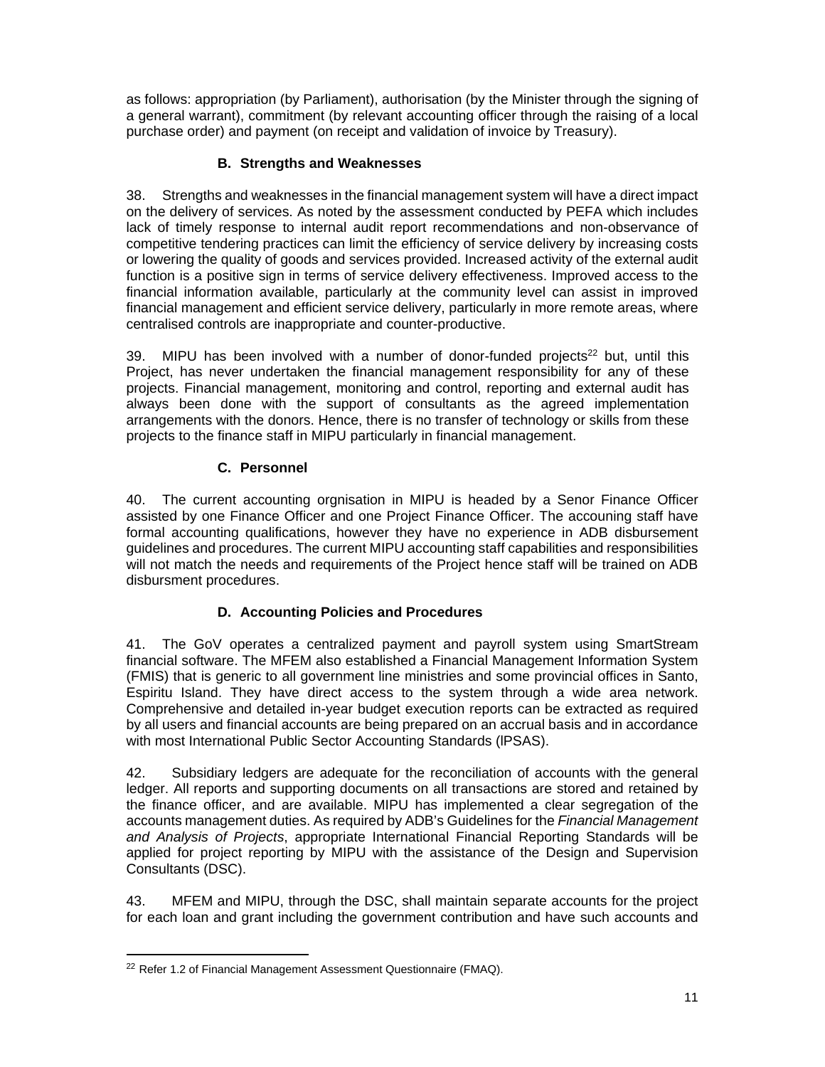as follows: appropriation (by Parliament), authorisation (by the Minister through the signing of a general warrant), commitment (by relevant accounting officer through the raising of a local purchase order) and payment (on receipt and validation of invoice by Treasury).

### B. Strengths and Weaknesses

38. Strengths and weaknesses in the financial management system will have a direct impact on the delivery of services. As noted by the assessment conducted by PEFA which includes lack of timely response to internal audit report recommendations and non-observance of competitive tendering practices can limit the efficiency of service delivery by increasing costs or lowering the quality of goods and services provided. Increased activity of the external audit function is a positive sign in terms of service delivery effectiveness. Improved access to the financial information available, particularly at the community level can assist in improved financial management and efficient service delivery, particularly in more remote areas, where centralised controls are inappropriate and counter-productive.

39. MIPU has been involved with a number of donor-funded projects[22] but, until this Project, has never undertaken the financial management responsibility for any of these projects. Financial management, monitoring and control, reporting and external audit has always been done with the support of consultants as the agreed implementation arrangements with the donors. Hence, there is no transfer of technology or skills from these projects to the finance staff in MIPU particularly in financial management.

### C. Personnel

40. The current accounting orgnisation in MIPU is headed by a Senor Finance Officer assisted by one Finance Officer and one Project Finance Officer. The accouning staff have formal accounting qualifications, however they have no experience in ADB disbursement guidelines and procedures. The current MIPU accounting staff capabilities and responsibilities will not match the needs and requirements of the Project hence staff will be trained on ADB disbursment procedures.

### D. Accounting Policies and Procedures

41. The GoV operates a centralized payment and payroll system using SmartStream financial software. The MFEM also established a Financial Management Information System (FMIS) that is generic to all government line ministries and some provincial offices in Santo, Espiritu Island. They have direct access to the system through a wide area network. Comprehensive and detailed in-year budget execution reports can be extracted as required by all users and financial accounts are being prepared on an accrual basis and in accordance with most International Public Sector Accounting Standards (lPSAS).

42. Subsidiary ledgers are adequate for the reconciliation of accounts with the general ledger. All reports and supporting documents on all transactions are stored and retained by the finance officer, and are available. MIPU has implemented a clear segregation of the accounts management duties. As required by ADB's Guidelines for the *Financial Management and Analysis of Projects*, appropriate International Financial Reporting Standards will be applied for project reporting by MIPU with the assistance of the Design and Supervision Consultants (DSC).

43. MFEM and MIPU, through the DSC, shall maintain separate accounts for the project for each loan and grant including the government contribution and have such accounts and

[22] Refer 1.2 of Financial Management Assessment Questionnaire (FMAQ).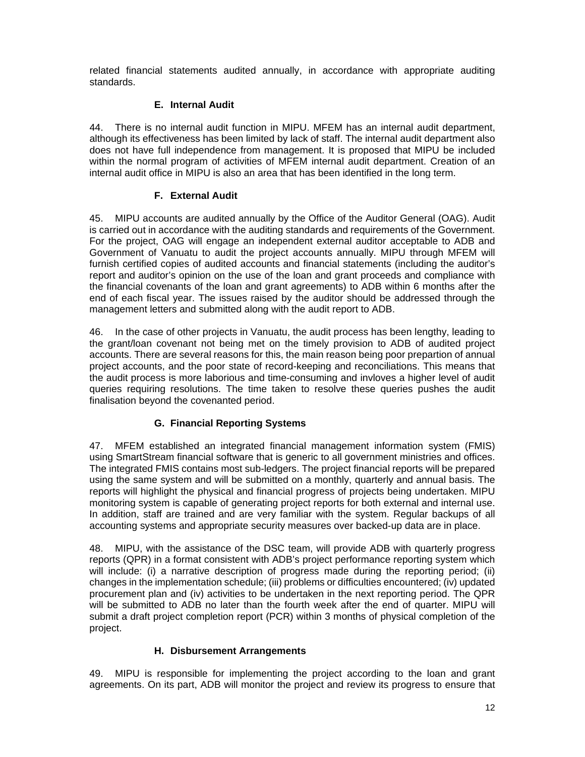related financial statements audited annually, in accordance with appropriate auditing standards.

### E. Internal Audit

44. There is no internal audit function in MIPU. MFEM has an internal audit department, although its effectiveness has been limited by lack of staff. The internal audit department also does not have full independence from management. It is proposed that MIPU be included within the normal program of activities of MFEM internal audit department. Creation of an internal audit office in MIPU is also an area that has been identified in the long term.

### F. External Audit

45. MIPU accounts are audited annually by the Office of the Auditor General (OAG). Audit is carried out in accordance with the auditing standards and requirements of the Government. For the project, OAG will engage an independent external auditor acceptable to ADB and Government of Vanuatu to audit the project accounts annually. MIPU through MFEM will furnish certified copies of audited accounts and financial statements (including the auditor's report and auditor's opinion on the use of the loan and grant proceeds and compliance with the financial covenants of the loan and grant agreements) to ADB within 6 months after the end of each fiscal year. The issues raised by the auditor should be addressed through the management letters and submitted along with the audit report to ADB.

46. In the case of other projects in Vanuatu, the audit process has been lengthy, leading to the grant/loan covenant not being met on the timely provision to ADB of audited project accounts. There are several reasons for this, the main reason being poor prepartion of annual project accounts, and the poor state of record-keeping and reconciliations. This means that the audit process is more laborious and time-consuming and invloves a higher level of audit queries requiring resolutions. The time taken to resolve these queries pushes the audit finalisation beyond the covenanted period.

### G. Financial Reporting Systems

47. MFEM established an integrated financial management information system (FMIS) using SmartStream financial software that is generic to all government ministries and offices. The integrated FMIS contains most sub-ledgers. The project financial reports will be prepared using the same system and will be submitted on a monthly, quarterly and annual basis. The reports will highlight the physical and financial progress of projects being undertaken. MIPU monitoring system is capable of generating project reports for both external and internal use. In addition, staff are trained and are very familiar with the system. Regular backups of all accounting systems and appropriate security measures over backed-up data are in place.

48. MIPU, with the assistance of the DSC team, will provide ADB with quarterly progress reports (QPR) in a format consistent with ADB's project performance reporting system which will include: (i) a narrative description of progress made during the reporting period; (ii) changes in the implementation schedule; (iii) problems or difficulties encountered; (iv) updated procurement plan and (iv) activities to be undertaken in the next reporting period. The QPR will be submitted to ADB no later than the fourth week after the end of quarter. MIPU will submit a draft project completion report (PCR) within 3 months of physical completion of the project.

### H. Disbursement Arrangements

49. MIPU is responsible for implementing the project according to the loan and grant agreements. On its part, ADB will monitor the project and review its progress to ensure that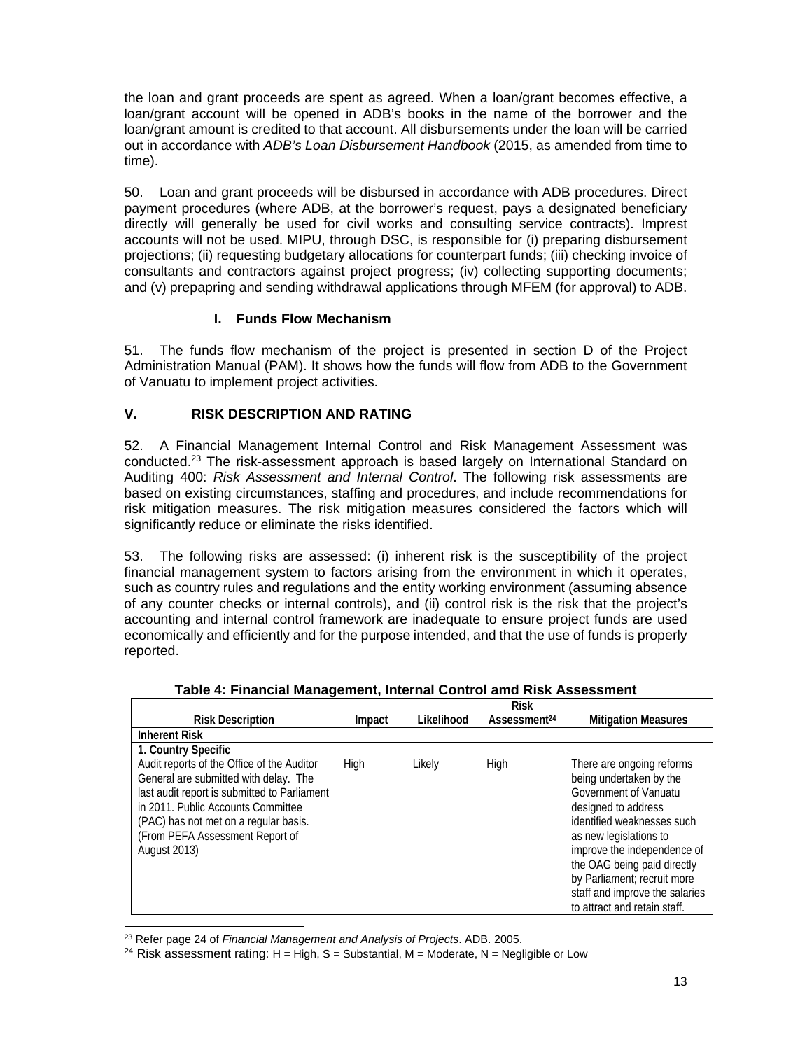the loan and grant proceeds are spent as agreed. When a loan/grant becomes effective, a loan/grant account will be opened in ADB's books in the name of the borrower and the loan/grant amount is credited to that account. All disbursements under the loan will be carried out in accordance with *ADB's Loan Disbursement Handbook* (2015, as amended from time to time).

50. Loan and grant proceeds will be disbursed in accordance with ADB procedures. Direct payment procedures (where ADB, at the borrower's request, pays a designated beneficiary directly will generally be used for civil works and consulting service contracts). Imprest accounts will not be used. MIPU, through DSC, is responsible for (i) preparing disbursement projections; (ii) requesting budgetary allocations for counterpart funds; (iii) checking invoice of consultants and contractors against project progress; (iv) collecting supporting documents; and (v) prepapring and sending withdrawal applications through MFEM (for approval) to ADB.

### I. Funds Flow Mechanism

51. The funds flow mechanism of the project is presented in section D of the Project Administration Manual (PAM). It shows how the funds will flow from ADB to the Government of Vanuatu to implement project activities.

## V. RISK DESCRIPTION AND RATING

52. A Financial Management Internal Control and Risk Management Assessment was conducted.[23] The risk-assessment approach is based largely on International Standard on Auditing 400: *Risk Assessment and Internal Control*. The following risk assessments are based on existing circumstances, staffing and procedures, and include recommendations for risk mitigation measures. The risk mitigation measures considered the factors which will significantly reduce or eliminate the risks identified.

53. The following risks are assessed: (i) inherent risk is the susceptibility of the project financial management system to factors arising from the environment in which it operates, such as country rules and regulations and the entity working environment (assuming absence of any counter checks or internal controls), and (ii) control risk is the risk that the project's accounting and internal control framework are inadequate to ensure project funds are used economically and efficiently and for the purpose intended, and that the use of funds is properly reported.

**Table 4: Financial Management, Internal Control amd Risk Assessment**

| Risk Description | Impact | Likelihood | Risk Assessment[24] | Mitigation Measures |
|---|---|---|---|---|
| **Inherent Risk** | | | | |
| **1. Country Specific** Audit reports of the Office of the Auditor General are submitted with delay. The last audit report is submitted to Parliament in 2011. Public Accounts Committee (PAC) has not met on a regular basis. (From PEFA Assessment Report of August 2013) | High | Likely | High | There are ongoing reforms being undertaken by the Government of Vanuatu designed to address identified weaknesses such as new legislations to improve the independence of the OAG being paid directly by Parliament; recruit more staff and improve the salaries to attract and retain staff. |

[23] Refer page 24 of *Financial Management and Analysis of Projects*. ADB. 2005.

[24] Risk assessment rating: H = High, S = Substantial, M = Moderate, N = Negligible or Low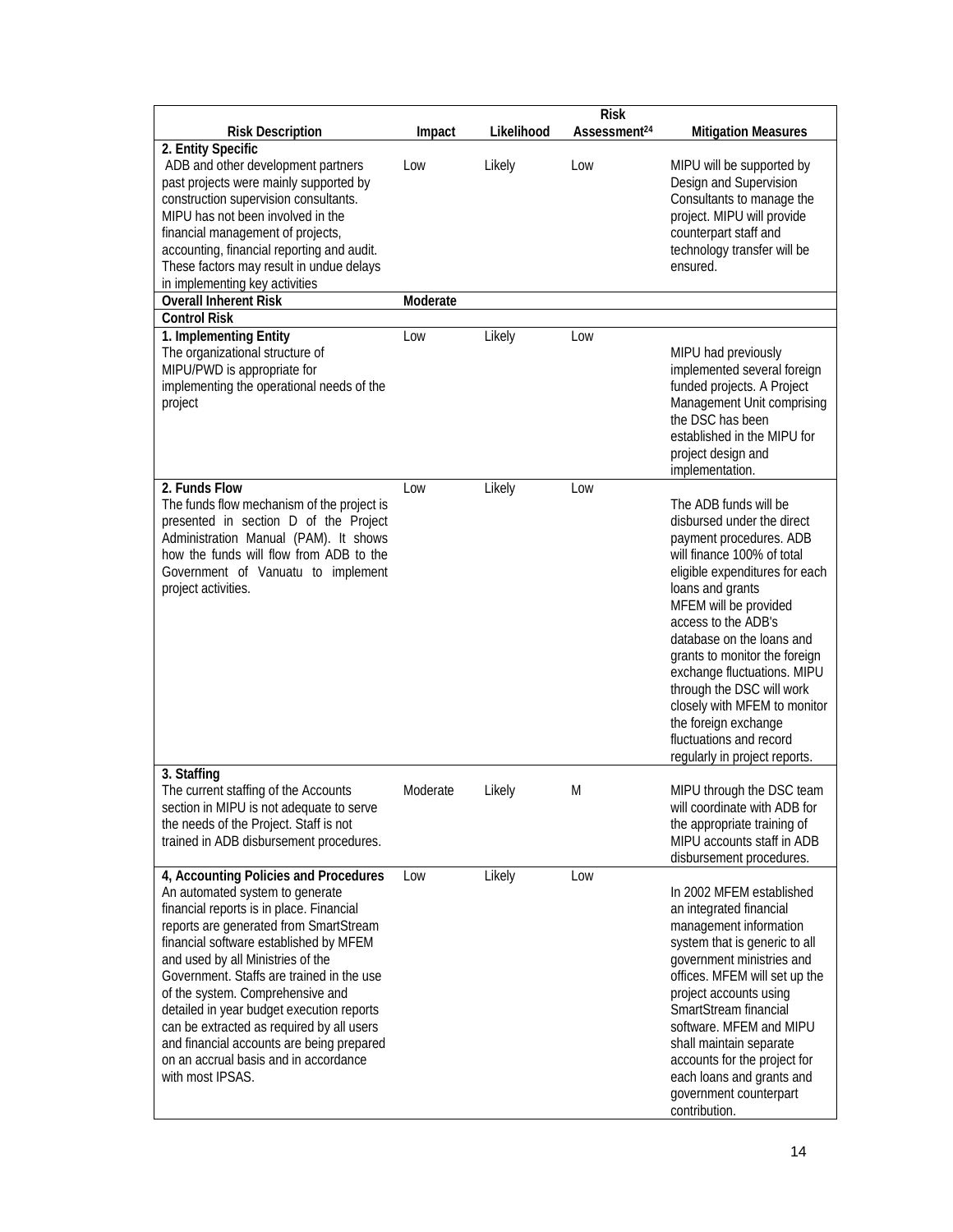| Risk Description | Impact | Likelihood | Risk Assessment[24] | Mitigation Measures |
|---|---|---|---|---|
| **2. Entity Specific**<br>ADB and other development partners past projects were mainly supported by construction supervision consultants. MIPU has not been involved in the financial management of projects, accounting, financial reporting and audit. These factors may result in undue delays in implementing key activities | Low | Likely | Low | MIPU will be supported by Design and Supervision Consultants to manage the project. MIPU will provide counterpart staff and technology transfer will be ensured. |
| **Overall Inherent Risk** | **Moderate** | | | |
| **Control Risk** | | | | |
| **1. Implementing Entity**<br>The organizational structure of MIPU/PWD is appropriate for implementing the operational needs of the project | Low | Likely | Low | MIPU had previously implemented several foreign funded projects. A Project Management Unit comprising the DSC has been established in the MIPU for project design and implementation. |
| **2. Funds Flow**<br>The funds flow mechanism of the project is presented in section D of the Project Administration Manual (PAM). It shows how the funds will flow from ADB to the Government of Vanuatu to implement project activities. | Low | Likely | Low | The ADB funds will be disbursed under the direct payment procedures. ADB will finance 100% of total eligible expenditures for each loans and grants<br>MFEM will be provided access to the ADB's database on the loans and grants to monitor the foreign exchange fluctuations. MIPU through the DSC will work closely with MFEM to monitor the foreign exchange fluctuations and record regularly in project reports. |
| **3. Staffing**<br>The current staffing of the Accounts section in MIPU is not adequate to serve the needs of the Project. Staff is not trained in ADB disbursement procedures. | Moderate | Likely | M | MIPU through the DSC team will coordinate with ADB for the appropriate training of MIPU accounts staff in ADB disbursement procedures. |
| **4, Accounting Policies and Procedures**<br>An automated system to generate financial reports is in place. Financial reports are generated from SmartStream financial software established by MFEM and used by all Ministries of the Government. Staffs are trained in the use of the system. Comprehensive and detailed in year budget execution reports can be extracted as required by all users and financial accounts are being prepared on an accrual basis and in accordance with most IPSAS. | Low | Likely | Low | In 2002 MFEM established an integrated financial management information system that is generic to all government ministries and offices. MFEM will set up the project accounts using SmartStream financial software. MFEM and MIPU shall maintain separate accounts for the project for each loans and grants and government counterpart contribution. |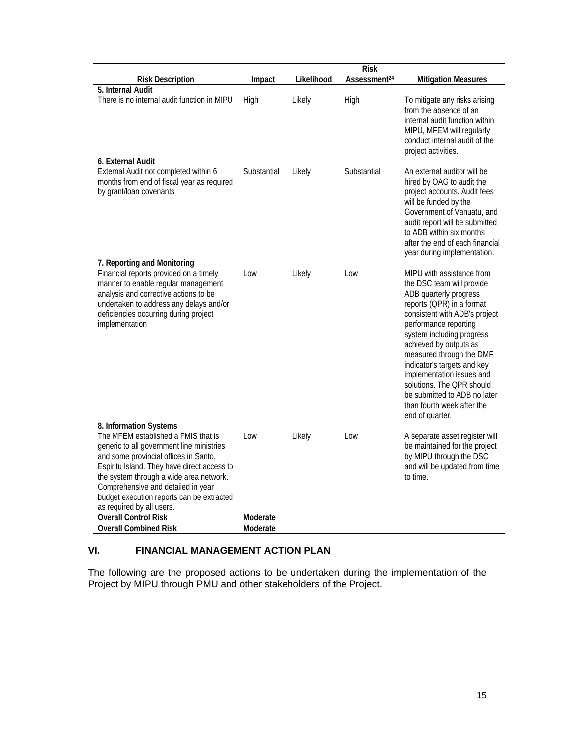| Risk Description | Impact | Likelihood | Risk Assessment[24] | Mitigation Measures |
|---|---|---|---|---|
| **5. Internal Audit** | | | | |
| There is no internal audit function in MIPU | High | Likely | High | To mitigate any risks arising from the absence of an internal audit function within MIPU, MFEM will regularly conduct internal audit of the project activities. |
| **6. External Audit** | | | | |
| External Audit not completed within 6 months from end of fiscal year as required by grant/loan covenants | Substantial | Likely | Substantial | An external auditor will be hired by OAG to audit the project accounts. Audit fees will be funded by the Government of Vanuatu, and audit report will be submitted to ADB within six months after the end of each financial year during implementation. |
| **7. Reporting and Monitoring** | | | | |
| Financial reports provided on a timely manner to enable regular management analysis and corrective actions to be undertaken to address any delays and/or deficiencies occurring during project implementation | Low | Likely | Low | MIPU with assistance from the DSC team will provide ADB quarterly progress reports (QPR) in a format consistent with ADB's project performance reporting system including progress achieved by outputs as measured through the DMF indicator's targets and key implementation issues and solutions. The QPR should be submitted to ADB no later than fourth week after the end of quarter. |
| **8. Information Systems** | | | | |
| The MFEM established a FMIS that is generic to all government line ministries and some provincial offices in Santo, Espiritu Island. They have direct access to the system through a wide area network. Comprehensive and detailed in year budget execution reports can be extracted as required by all users. | Low | Likely | Low | A separate asset register will be maintained for the project by MIPU through the DSC and will be updated from time to time. |
| **Overall Control Risk** | **Moderate** | | | |
| **Overall Combined Risk** | **Moderate** | | | |

## VI. FINANCIAL MANAGEMENT ACTION PLAN

The following are the proposed actions to be undertaken during the implementation of the Project by MIPU through PMU and other stakeholders of the Project.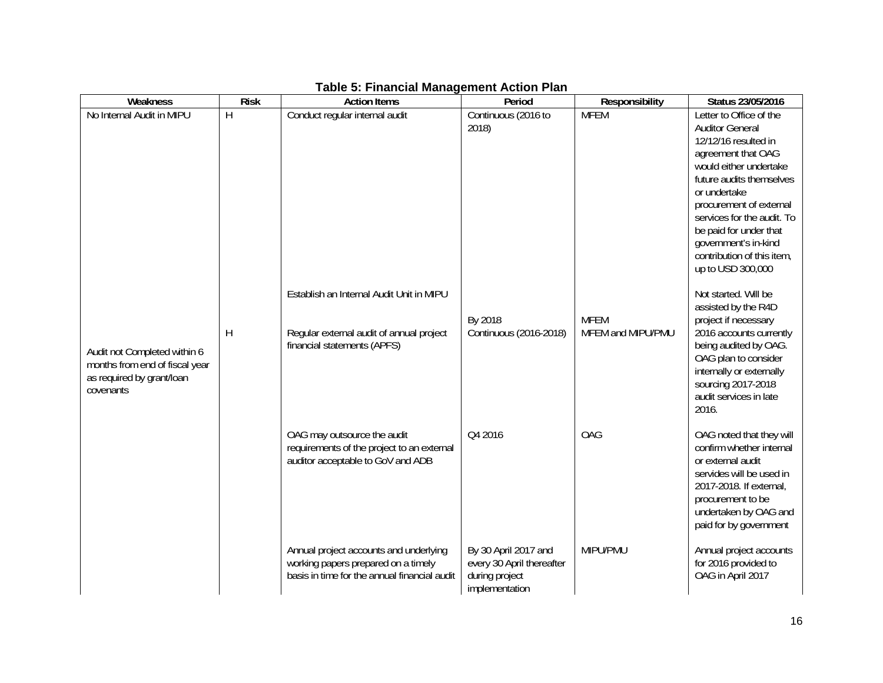**Table 5: Financial Management Action Plan**

| Weakness | Risk | Action Items | Period | Responsibility | Status 23/05/2016 |
|---|---|---|---|---|---|
| No Internal Audit in MIPU | H | Conduct regular internal audit | Continuous (2016 to 2018) | MFEM | Letter to Office of the Auditor General 12/12/16 resulted in agreement that OAG would either undertake future audits themselves or undertake procurement of external services for the audit. To be paid for under that government's in-kind contribution of this item, up to USD 300,000 |
| | | Establish an Internal Audit Unit in MIPU | By 2018 | MFEM | Not started. Will be assisted by the R4D project if necessary |
| Audit not Completed within 6 months from end of fiscal year as required by grant/loan covenants | H | Regular external audit of annual project financial statements (APFS) | Continuous (2016-2018) | MFEM and MIPU/PMU | 2016 accounts currently being audited by OAG. OAG plan to consider internally or externally sourcing 2017-2018 audit services in late 2016. |
| | | OAG may outsource the audit requirements of the project to an external auditor acceptable to GoV and ADB | Q4 2016 | OAG | OAG noted that they will confirm whether internal or external audit servides will be used in 2017-2018. If external, procurement to be undertaken by OAG and paid for by government |
| | | Annual project accounts and underlying working papers prepared on a timely basis in time for the annual financial audit | By 30 April 2017 and every 30 April thereafter during project implementation | MIPU/PMU | Annual project accounts for 2016 provided to OAG in April 2017 |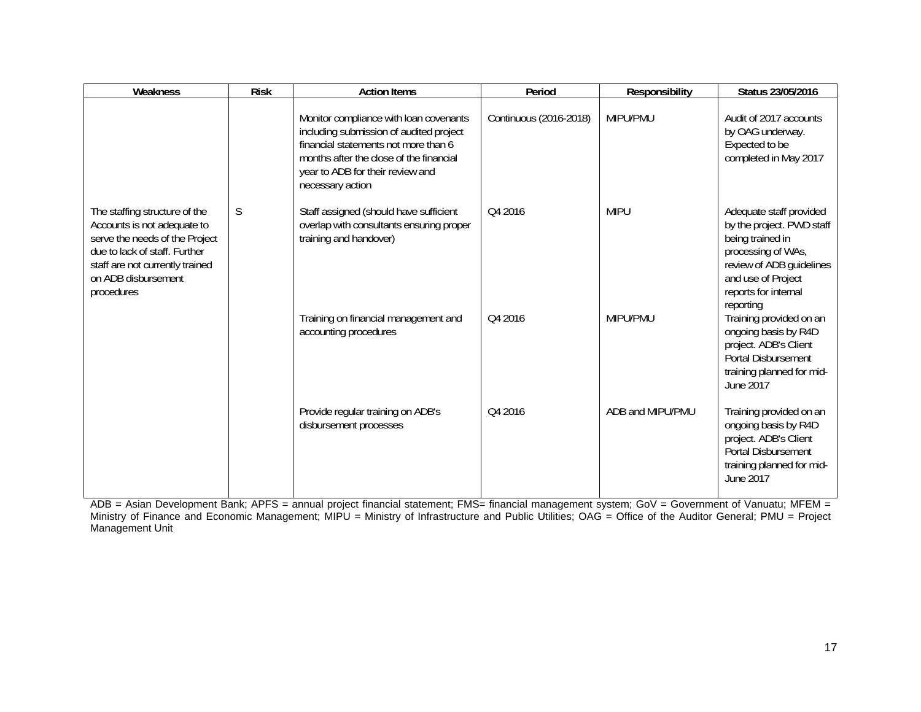| Weakness | Risk | Action Items | Period | Responsibility | Status 23/05/2016 |
|---|---|---|---|---|---|
| | | Monitor compliance with loan covenants including submission of audited project financial statements not more than 6 months after the close of the financial year to ADB for their review and necessary action | Continuous (2016-2018) | MIPU/PMU | Audit of 2017 accounts by OAG underway. Expected to be completed in May 2017 |
| The staffing structure of the Accounts is not adequate to serve the needs of the Project due to lack of staff. Further staff are not currently trained on ADB disbursement procedures | S | Staff assigned (should have sufficient overlap with consultants ensuring proper training and handover) | Q4 2016 | MIPU | Adequate staff provided by the project. PWD staff being trained in processing of WAs, review of ADB guidelines and use of Project reports for internal reporting |
| | | Training on financial management and accounting procedures | Q4 2016 | MIPU/PMU | Training provided on an ongoing basis by R4D project. ADB's Client Portal Disbursement training planned for mid-June 2017 |
| | | Provide regular training on ADB's disbursement processes | Q4 2016 | ADB and MIPU/PMU | Training provided on an ongoing basis by R4D project. ADB's Client Portal Disbursement training planned for mid-June 2017 |

ADB = Asian Development Bank; APFS = annual project financial statement; FMS= financial management system; GoV = Government of Vanuatu; MFEM = Ministry of Finance and Economic Management; MIPU = Ministry of Infrastructure and Public Utilities; OAG = Office of the Auditor General; PMU = Project Management Unit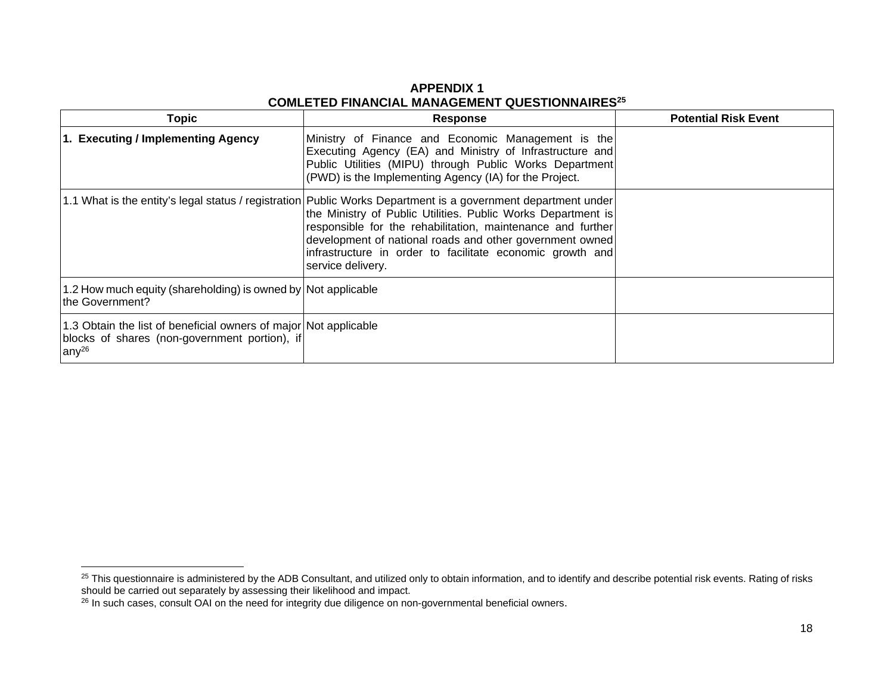# APPENDIX 1
## COMLETED FINANCIAL MANAGEMENT QUESTIONNAIRES[25]

| Topic | Response | Potential Risk Event |
|---|---|---|
| **1. Executing / Implementing Agency** | Ministry of Finance and Economic Management is the Executing Agency (EA) and Ministry of Infrastructure and Public Utilities (MIPU) through Public Works Department (PWD) is the Implementing Agency (IA) for the Project. | |
| 1.1 What is the entity's legal status / registration | Public Works Department is a government department under the Ministry of Public Utilities. Public Works Department is responsible for the rehabilitation, maintenance and further development of national roads and other government owned infrastructure in order to facilitate economic growth and service delivery. | |
| 1.2 How much equity (shareholding) is owned by the Government? | Not applicable | |
| 1.3 Obtain the list of beneficial owners of major blocks of shares (non-government portion), if any[26] | Not applicable | |

[25] This questionnaire is administered by the ADB Consultant, and utilized only to obtain information, and to identify and describe potential risk events. Rating of risks should be carried out separately by assessing their likelihood and impact.

[26] In such cases, consult OAI on the need for integrity due diligence on non-governmental beneficial owners.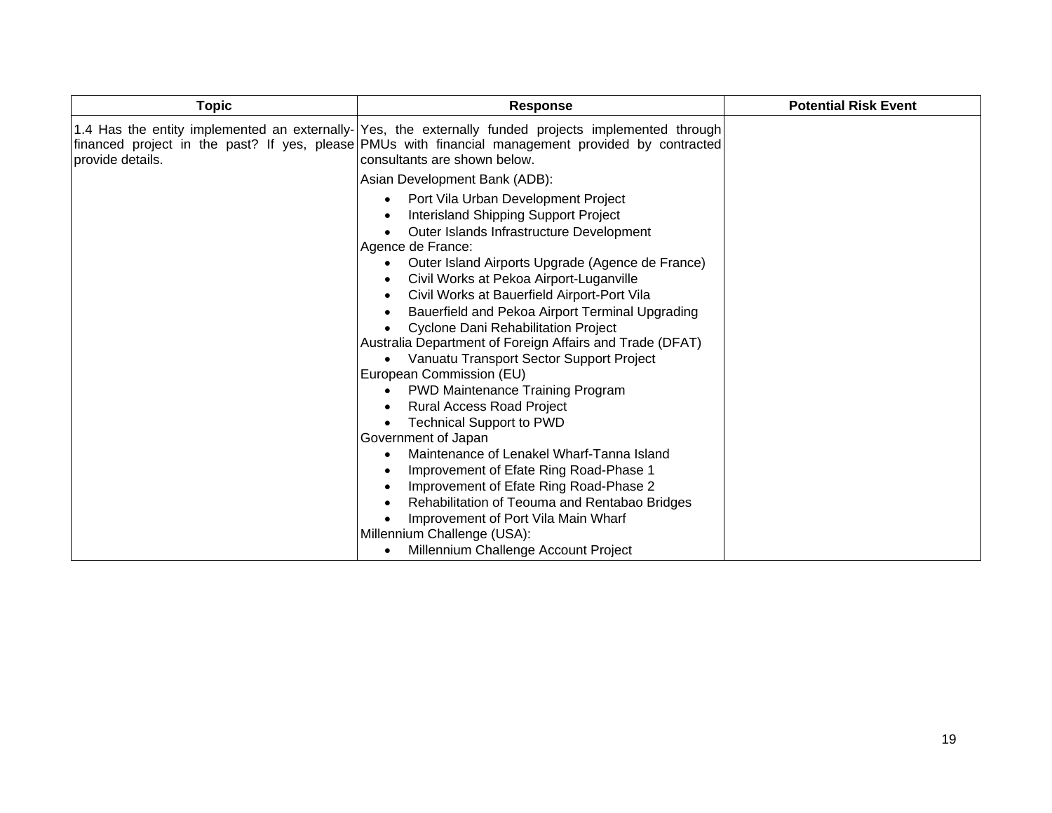| Topic | Response | Potential Risk Event |
|---|---|---|
| 1.4 Has the entity implemented an externally-financed project in the past? If yes, please provide details. | Yes, the externally funded projects implemented through PMUs with financial management provided by contracted consultants are shown below.<br><br>Asian Development Bank (ADB):<br>• Port Vila Urban Development Project<br>• Interisland Shipping Support Project<br>• Outer Islands Infrastructure Development<br><br>Agence de France:<br>• Outer Island Airports Upgrade (Agence de France)<br>• Civil Works at Pekoa Airport-Luganville<br>• Civil Works at Bauerfield Airport-Port Vila<br>• Bauerfield and Pekoa Airport Terminal Upgrading<br>• Cyclone Dani Rehabilitation Project<br><br>Australia Department of Foreign Affairs and Trade (DFAT)<br>• Vanuatu Transport Sector Support Project<br><br>European Commission (EU)<br>• PWD Maintenance Training Program<br>• Rural Access Road Project<br>• Technical Support to PWD<br><br>Government of Japan<br>• Maintenance of Lenakel Wharf-Tanna Island<br>• Improvement of Efate Ring Road-Phase 1<br>• Improvement of Efate Ring Road-Phase 2<br>• Rehabilitation of Teouma and Rentabao Bridges<br>• Improvement of Port Vila Main Wharf<br><br>Millennium Challenge (USA):<br>• Millennium Challenge Account Project | |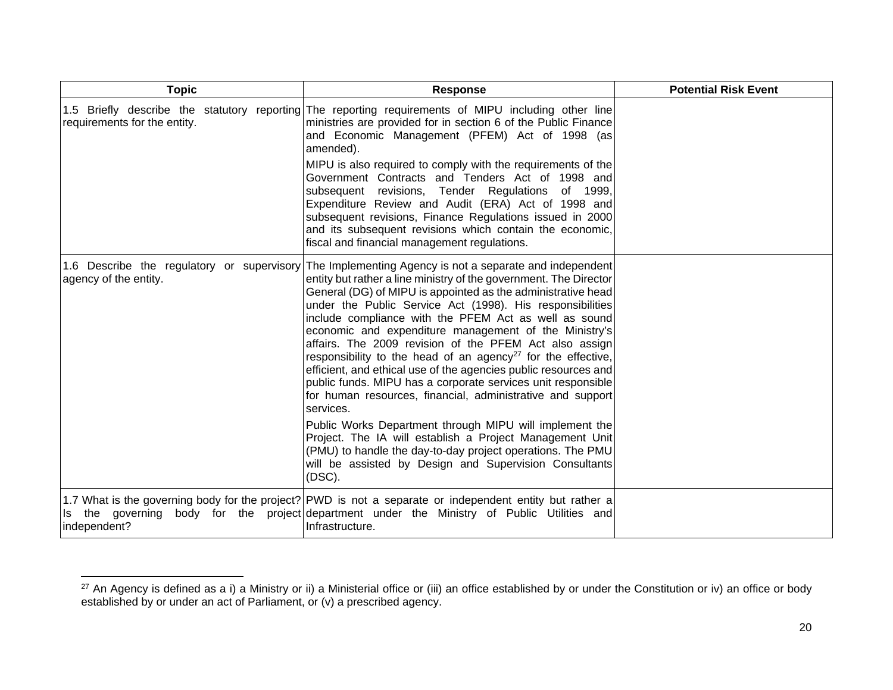| Topic | Response | Potential Risk Event |
| --- | --- | --- |
| 1.5 Briefly describe the statutory reporting requirements for the entity. | The reporting requirements of MIPU including other line ministries are provided for in section 6 of the Public Finance and Economic Management (PFEM) Act of 1998 (as amended).<br><br>MIPU is also required to comply with the requirements of the Government Contracts and Tenders Act of 1998 and subsequent revisions, Tender Regulations of 1999, Expenditure Review and Audit (ERA) Act of 1998 and subsequent revisions, Finance Regulations issued in 2000 and its subsequent revisions which contain the economic, fiscal and financial management regulations. | |
| 1.6 Describe the regulatory or supervisory agency of the entity. | The Implementing Agency is not a separate and independent entity but rather a line ministry of the government. The Director General (DG) of MIPU is appointed as the administrative head under the Public Service Act (1998). His responsibilities include compliance with the PFEM Act as well as sound economic and expenditure management of the Ministry's affairs. The 2009 revision of the PFEM Act also assign responsibility to the head of an agency[27] for the effective, efficient, and ethical use of the agencies public resources and public funds. MIPU has a corporate services unit responsible for human resources, financial, administrative and support services.<br><br>Public Works Department through MIPU will implement the Project. The IA will establish a Project Management Unit (PMU) to handle the day-to-day project operations. The PMU will be assisted by Design and Supervision Consultants (DSC). | |
| 1.7 What is the governing body for the project? Is the governing body for the project independent? | PWD is not a separate or independent entity but rather a department under the Ministry of Public Utilities and Infrastructure. | |

[27] An Agency is defined as a i) a Ministry or ii) a Ministerial office or (iii) an office established by or under the Constitution or iv) an office or body established by or under an act of Parliament, or (v) a prescribed agency.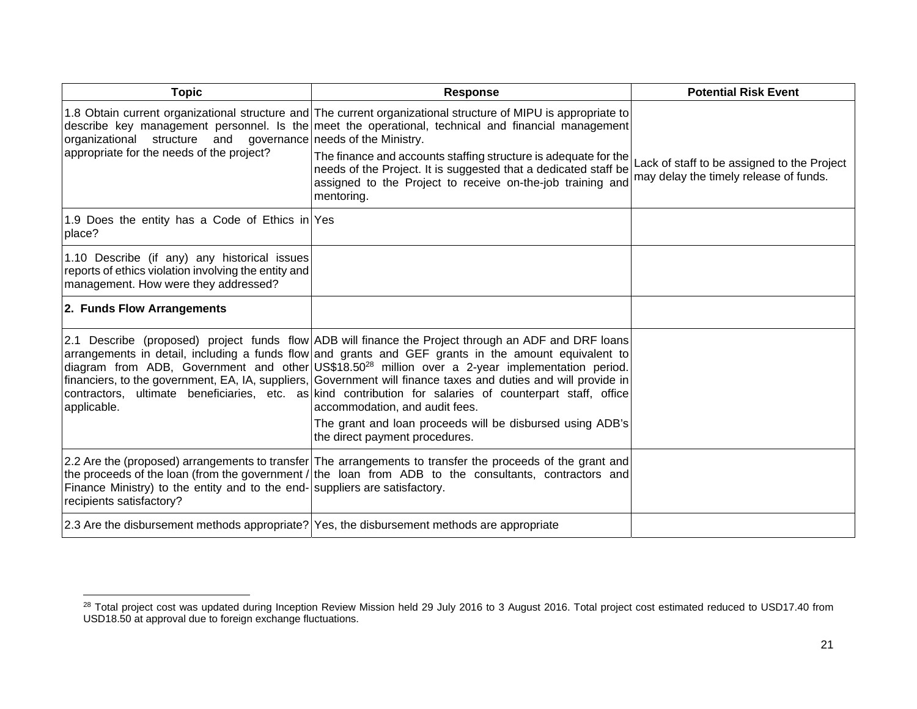| Topic | Response | Potential Risk Event |
|---|---|---|
| 1.8 Obtain current organizational structure and describe key management personnel. Is the organizational structure and governance appropriate for the needs of the project? | The current organizational structure of MIPU is appropriate to meet the operational, technical and financial management needs of the Ministry.<br><br>The finance and accounts staffing structure is adequate for the needs of the Project. It is suggested that a dedicated staff be assigned to the Project to receive on-the-job training and mentoring. | Lack of staff to be assigned to the Project may delay the timely release of funds. |
| 1.9 Does the entity has a Code of Ethics in place? | Yes | |
| 1.10 Describe (if any) any historical issues reports of ethics violation involving the entity and management. How were they addressed? | | |
| **2. Funds Flow Arrangements** | | |
| 2.1 Describe (proposed) project funds flow arrangements in detail, including a funds flow diagram from ADB, Government and other financiers, to the government, EA, IA, suppliers, contractors, ultimate beneficiaries, etc. as applicable. | ADB will finance the Project through an ADF and DRF loans and grants and GEF grants in the amount equivalent to US$18.50[28] million over a 2-year implementation period. Government will finance taxes and duties and will provide in kind contribution for salaries of counterpart staff, office accommodation, and audit fees.<br><br>The grant and loan proceeds will be disbursed using ADB's the direct payment procedures. | |
| 2.2 Are the (proposed) arrangements to transfer the proceeds of the loan (from the government / Finance Ministry) to the entity and to the end-recipients satisfactory? | The arrangements to transfer the proceeds of the grant and the loan from ADB to the consultants, contractors and suppliers are satisfactory. | |
| 2.3 Are the disbursement methods appropriate? | Yes, the disbursement methods are appropriate | |

[28] Total project cost was updated during Inception Review Mission held 29 July 2016 to 3 August 2016. Total project cost estimated reduced to USD17.40 from USD18.50 at approval due to foreign exchange fluctuations.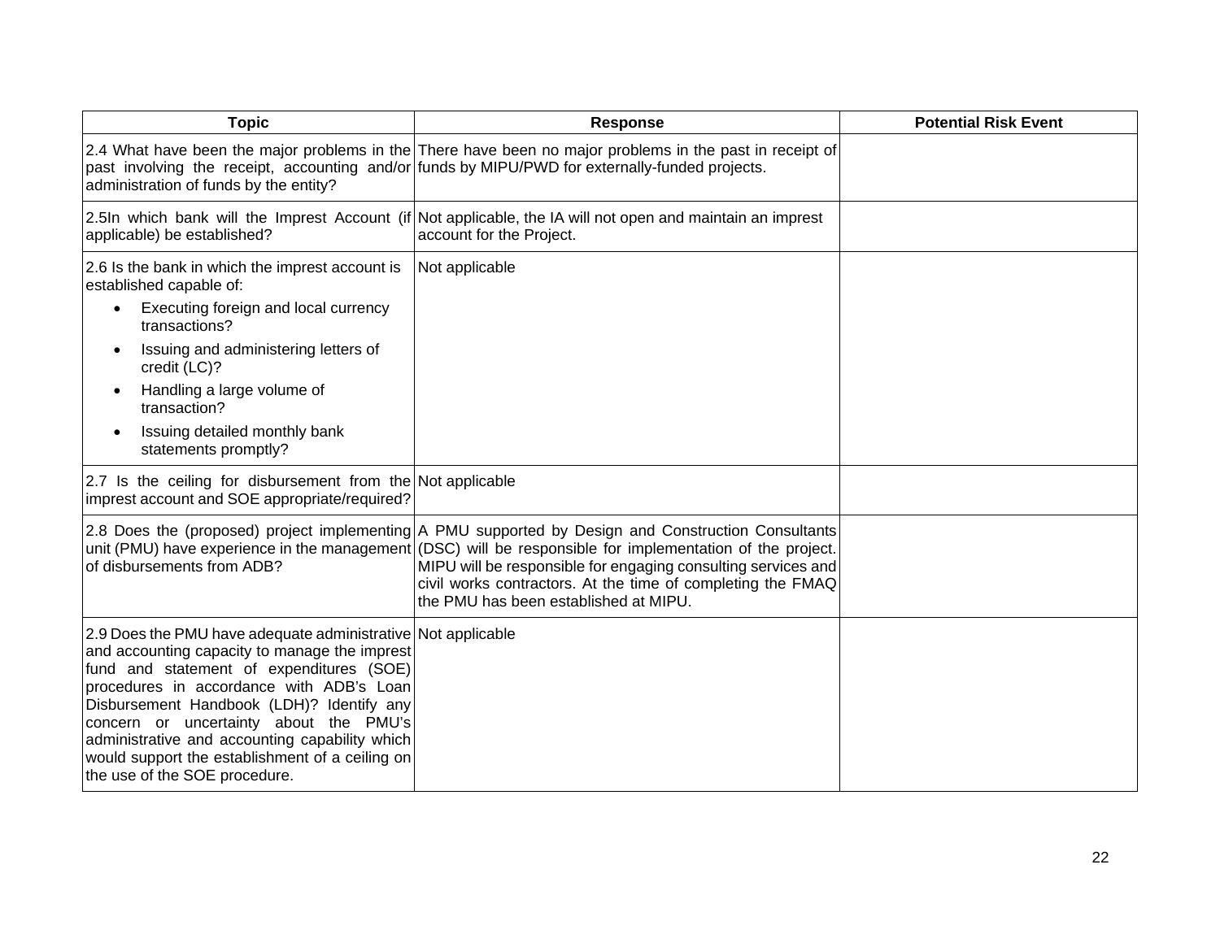| Topic | Response | Potential Risk Event |
| --- | --- | --- |
| 2.4 What have been the major problems in the past involving the receipt, accounting and/or administration of funds by the entity? | There have been no major problems in the past in receipt of funds by MIPU/PWD for externally-funded projects. | |
| 2.5In which bank will the Imprest Account (if applicable) be established? | Not applicable, the IA will not open and maintain an imprest account for the Project. | |
| 2.6 Is the bank in which the imprest account is established capable of: <br>• Executing foreign and local currency transactions? <br>• Issuing and administering letters of credit (LC)? <br>• Handling a large volume of transaction? <br>• Issuing detailed monthly bank statements promptly? | Not applicable | |
| 2.7 Is the ceiling for disbursement from the imprest account and SOE appropriate/required? | Not applicable | |
| 2.8 Does the (proposed) project implementing unit (PMU) have experience in the management of disbursements from ADB? | A PMU supported by Design and Construction Consultants (DSC) will be responsible for implementation of the project. MIPU will be responsible for engaging consulting services and civil works contractors. At the time of completing the FMAQ the PMU has been established at MIPU. | |
| 2.9 Does the PMU have adequate administrative and accounting capacity to manage the imprest fund and statement of expenditures (SOE) procedures in accordance with ADB's Loan Disbursement Handbook (LDH)? Identify any concern or uncertainty about the PMU's administrative and accounting capability which would support the establishment of a ceiling on the use of the SOE procedure. | Not applicable | |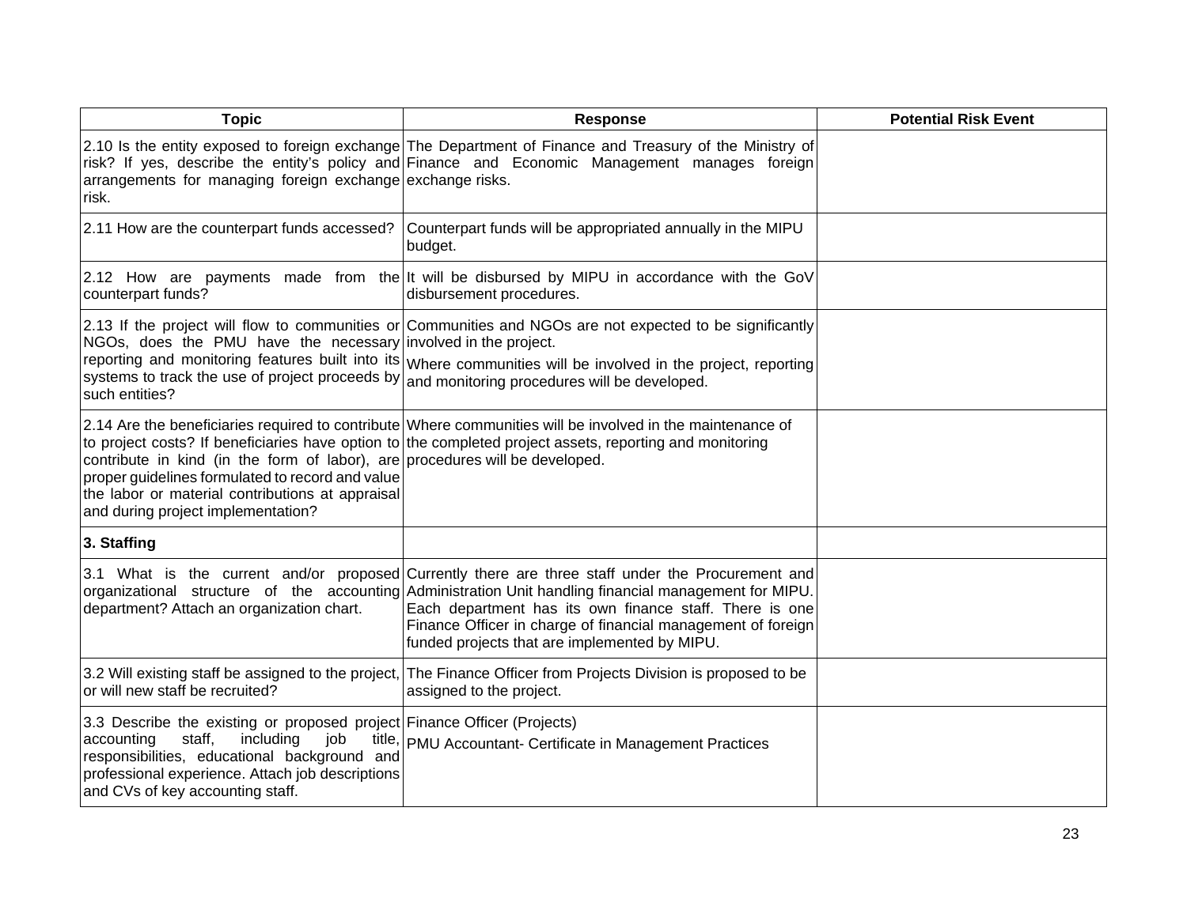| Topic | Response | Potential Risk Event |
|---|---|---|
| 2.10 Is the entity exposed to foreign exchange risk? If yes, describe the entity's policy and arrangements for managing foreign exchange risk. | The Department of Finance and Treasury of the Ministry of Finance and Economic Management manages foreign exchange risks. | |
| 2.11 How are the counterpart funds accessed? | Counterpart funds will be appropriated annually in the MIPU budget. | |
| 2.12 How are payments made from the counterpart funds? | It will be disbursed by MIPU in accordance with the GoV disbursement procedures. | |
| 2.13 If the project will flow to communities or NGOs, does the PMU have the necessary reporting and monitoring features built into its systems to track the use of project proceeds by such entities? | Communities and NGOs are not expected to be significantly involved in the project.<br>Where communities will be involved in the project, reporting and monitoring procedures will be developed. | |
| 2.14 Are the beneficiaries required to contribute to project costs? If beneficiaries have option to contribute in kind (in the form of labor), are proper guidelines formulated to record and value the labor or material contributions at appraisal and during project implementation? | Where communities will be involved in the maintenance of the completed project assets, reporting and monitoring procedures will be developed. | |
| **3. Staffing** | | |
| 3.1 What is the current and/or proposed organizational structure of the accounting department? Attach an organization chart. | Currently there are three staff under the Procurement and Administration Unit handling financial management for MIPU. Each department has its own finance staff. There is one Finance Officer in charge of financial management of foreign funded projects that are implemented by MIPU. | |
| 3.2 Will existing staff be assigned to the project, or will new staff be recruited? | The Finance Officer from Projects Division is proposed to be assigned to the project. | |
| 3.3 Describe the existing or proposed project accounting staff, including job title, responsibilities, educational background and professional experience. Attach job descriptions and CVs of key accounting staff. | Finance Officer (Projects)<br>PMU Accountant- Certificate in Management Practices | |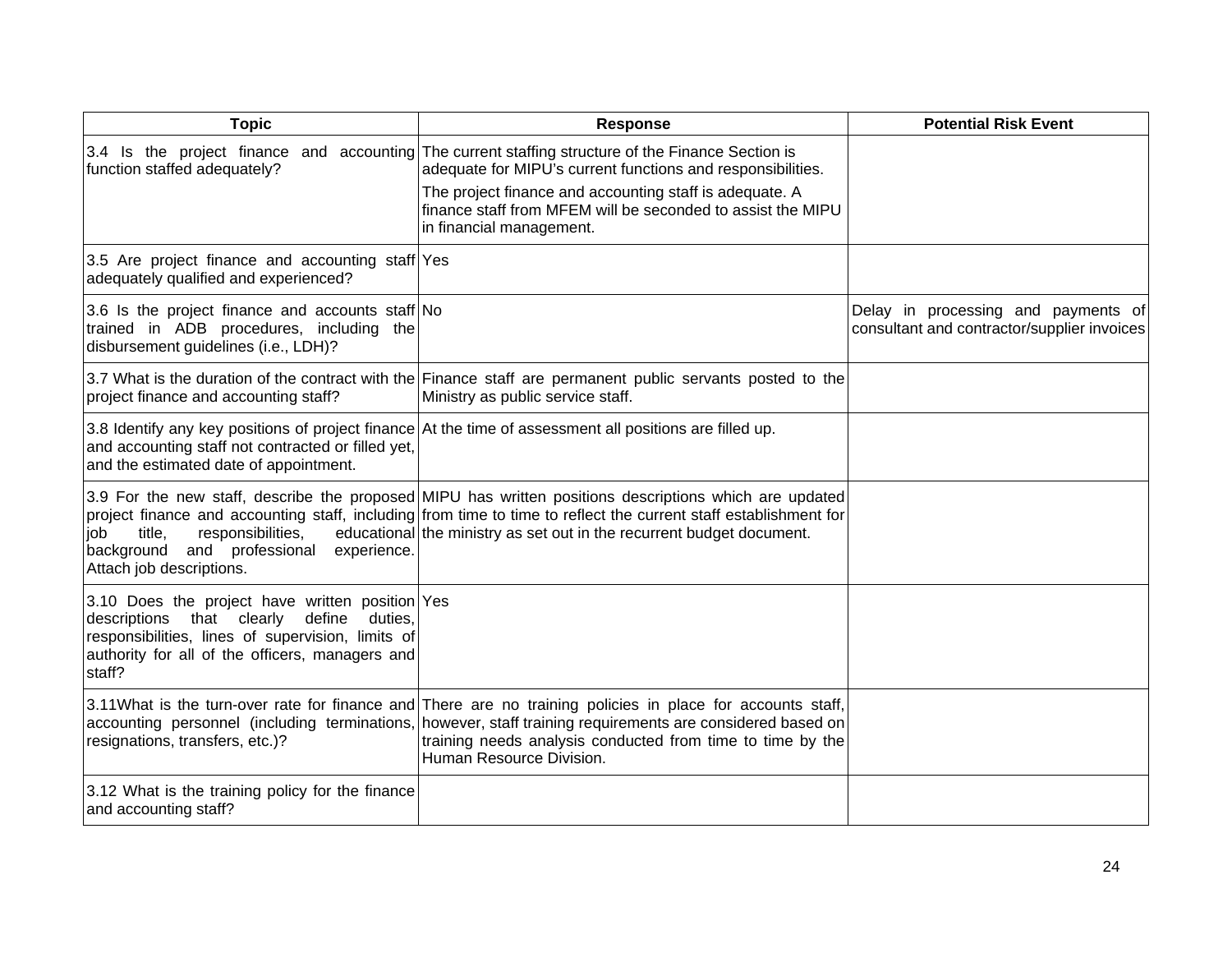| Topic | Response | Potential Risk Event |
|---|---|---|
| 3.4 Is the project finance and accounting function staffed adequately? | The current staffing structure of the Finance Section is adequate for MIPU's current functions and responsibilities. The project finance and accounting staff is adequate. A finance staff from MFEM will be seconded to assist the MIPU in financial management. | |
| 3.5 Are project finance and accounting staff adequately qualified and experienced? | Yes | |
| 3.6 Is the project finance and accounts staff trained in ADB procedures, including the disbursement guidelines (i.e., LDH)? | No | Delay in processing and payments of consultant and contractor/supplier invoices |
| 3.7 What is the duration of the contract with the project finance and accounting staff? | Finance staff are permanent public servants posted to the Ministry as public service staff. | |
| 3.8 Identify any key positions of project finance and accounting staff not contracted or filled yet, and the estimated date of appointment. | At the time of assessment all positions are filled up. | |
| 3.9 For the new staff, describe the proposed project finance and accounting staff, including job title, responsibilities, educational background and professional experience. Attach job descriptions. | MIPU has written positions descriptions which are updated from time to time to reflect the current staff establishment for the ministry as set out in the recurrent budget document. | |
| 3.10 Does the project have written position descriptions that clearly define duties, responsibilities, lines of supervision, limits of authority for all of the officers, managers and staff? | Yes | |
| 3.11What is the turn-over rate for finance and accounting personnel (including terminations, resignations, transfers, etc.)? | There are no training policies in place for accounts staff, however, staff training requirements are considered based on training needs analysis conducted from time to time by the Human Resource Division. | |
| 3.12 What is the training policy for the finance and accounting staff? | | |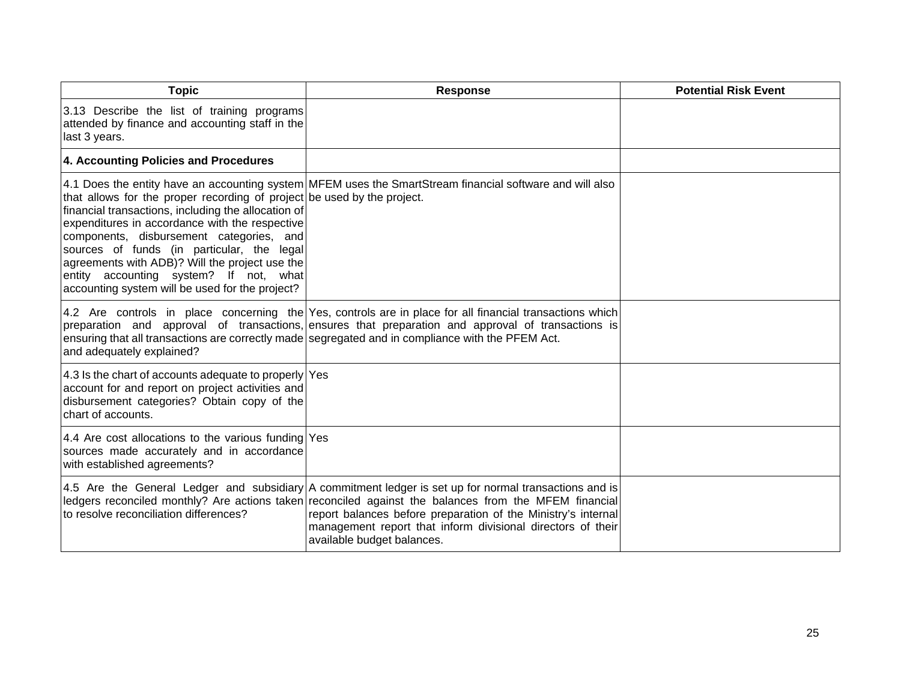| Topic | Response | Potential Risk Event |
|---|---|---|
| 3.13 Describe the list of training programs attended by finance and accounting staff in the last 3 years. | | |
| **4. Accounting Policies and Procedures** | | |
| 4.1 Does the entity have an accounting system that allows for the proper recording of project financial transactions, including the allocation of expenditures in accordance with the respective components, disbursement categories, and sources of funds (in particular, the legal agreements with ADB)? Will the project use the entity accounting system? If not, what accounting system will be used for the project? | MFEM uses the SmartStream financial software and will also be used by the project. | |
| 4.2 Are controls in place concerning the preparation and approval of transactions, ensuring that all transactions are correctly made and adequately explained? | Yes, controls are in place for all financial transactions which ensures that preparation and approval of transactions is segregated and in compliance with the PFEM Act. | |
| 4.3 Is the chart of accounts adequate to properly account for and report on project activities and disbursement categories? Obtain copy of the chart of accounts. | Yes | |
| 4.4 Are cost allocations to the various funding sources made accurately and in accordance with established agreements? | Yes | |
| 4.5 Are the General Ledger and subsidiary ledgers reconciled monthly? Are actions taken to resolve reconciliation differences? | A commitment ledger is set up for normal transactions and is reconciled against the balances from the MFEM financial report balances before preparation of the Ministry's internal management report that inform divisional directors of their available budget balances. | |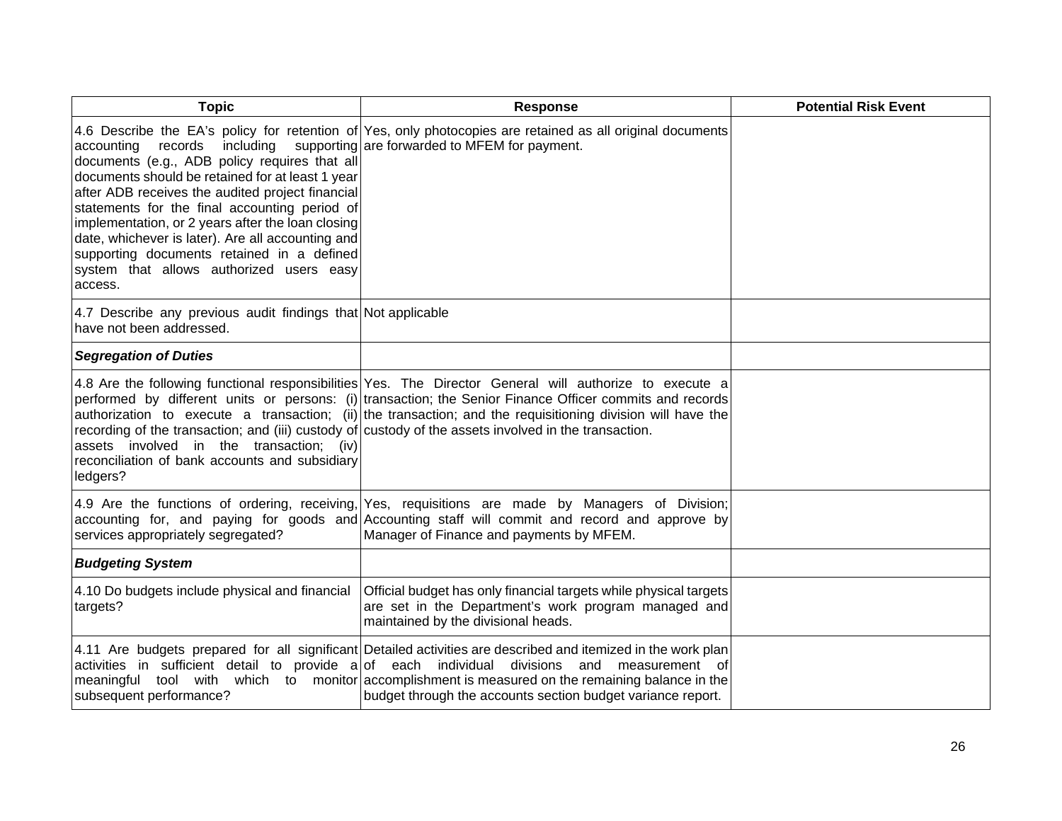| Topic | Response | Potential Risk Event |
|---|---|---|
| 4.6 Describe the EA's policy for retention of accounting records including supporting documents (e.g., ADB policy requires that all documents should be retained for at least 1 year after ADB receives the audited project financial statements for the final accounting period of implementation, or 2 years after the loan closing date, whichever is later). Are all accounting and supporting documents retained in a defined system that allows authorized users easy access. | Yes, only photocopies are retained as all original documents are forwarded to MFEM for payment. | |
| 4.7 Describe any previous audit findings that have not been addressed. | Not applicable | |
| ***Segregation of Duties*** | | |
| 4.8 Are the following functional responsibilities performed by different units or persons: (i) authorization to execute a transaction; (ii) recording of the transaction; and (iii) custody of assets involved in the transaction; (iv) reconciliation of bank accounts and subsidiary ledgers? | Yes. The Director General will authorize to execute a transaction; the Senior Finance Officer commits and records the transaction; and the requisitioning division will have the custody of the assets involved in the transaction. | |
| 4.9 Are the functions of ordering, receiving, accounting for, and paying for goods and services appropriately segregated? | Yes, requisitions are made by Managers of Division; Accounting staff will commit and record and approve by Manager of Finance and payments by MFEM. | |
| ***Budgeting System*** | | |
| 4.10 Do budgets include physical and financial targets? | Official budget has only financial targets while physical targets are set in the Department's work program managed and maintained by the divisional heads. | |
| 4.11 Are budgets prepared for all significant activities in sufficient detail to provide a meaningful tool with which to monitor subsequent performance? | Detailed activities are described and itemized in the work plan of each individual divisions and measurement of accomplishment is measured on the remaining balance in the budget through the accounts section budget variance report. | |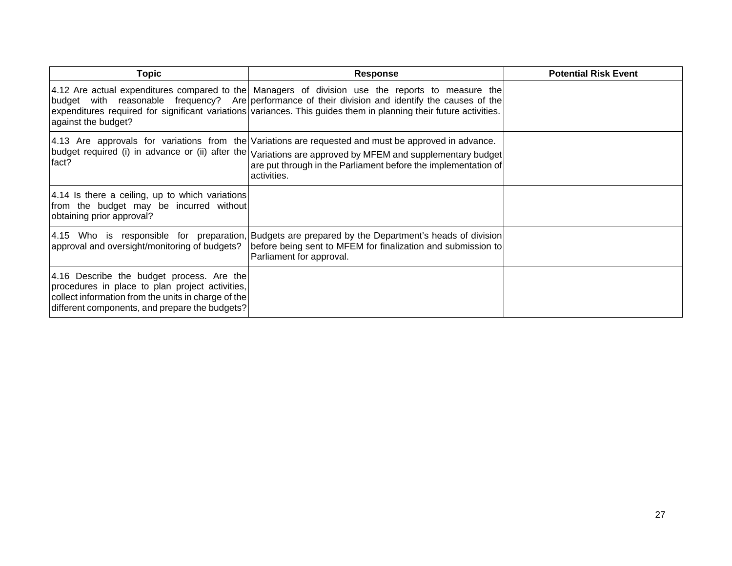| Topic | Response | Potential Risk Event |
|---|---|---|
| 4.12 Are actual expenditures compared to the budget with reasonable frequency? Are expenditures required for significant variations against the budget? | Managers of division use the reports to measure the performance of their division and identify the causes of the variances. This guides them in planning their future activities. | |
| 4.13 Are approvals for variations from the budget required (i) in advance or (ii) after the fact? | Variations are requested and must be approved in advance.<br><br>Variations are approved by MFEM and supplementary budget are put through in the Parliament before the implementation of activities. | |
| 4.14 Is there a ceiling, up to which variations from the budget may be incurred without obtaining prior approval? | | |
| 4.15 Who is responsible for preparation, approval and oversight/monitoring of budgets? | Budgets are prepared by the Department's heads of division before being sent to MFEM for finalization and submission to Parliament for approval. | |
| 4.16 Describe the budget process. Are the procedures in place to plan project activities, collect information from the units in charge of the different components, and prepare the budgets? | | |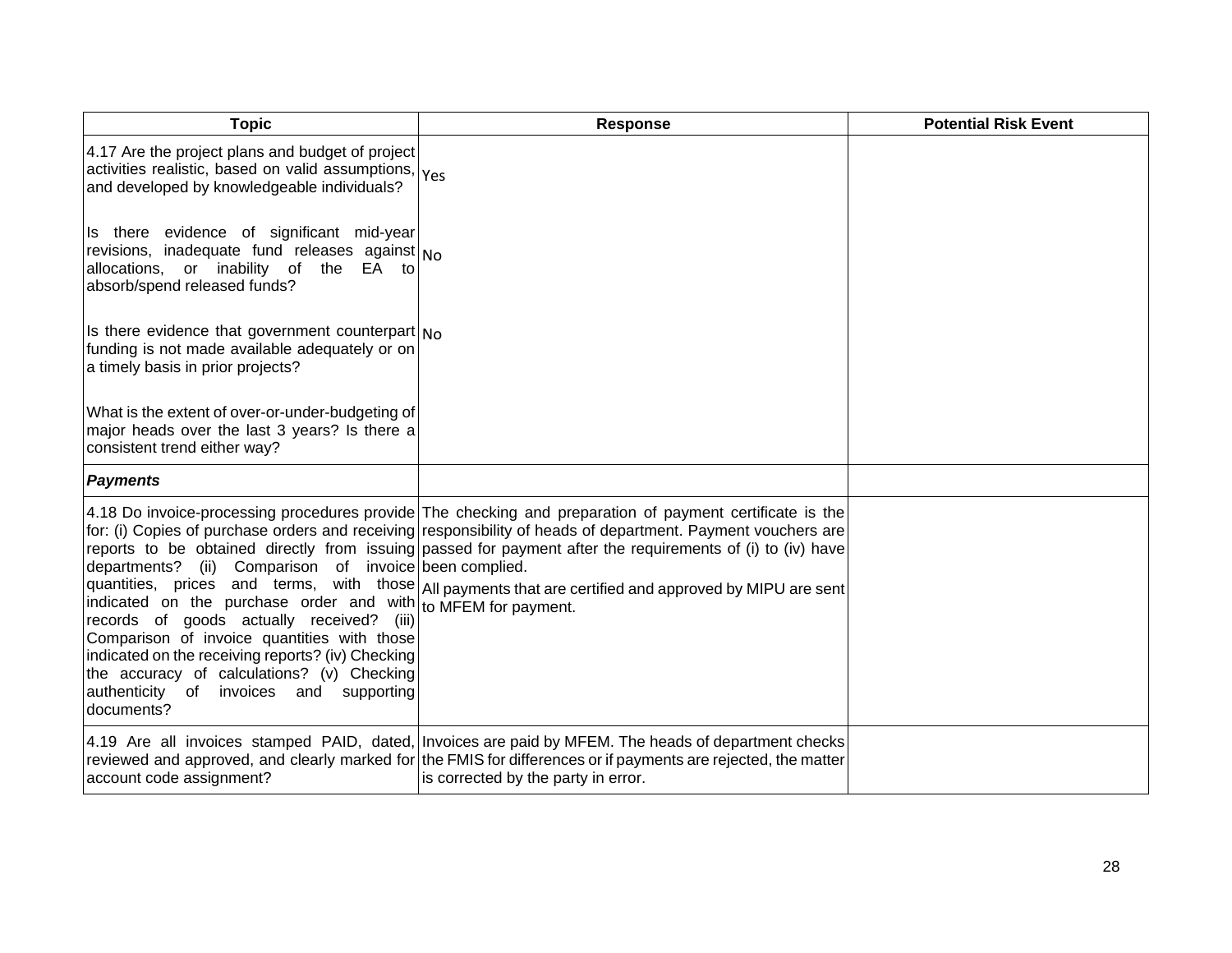| Topic | Response | Potential Risk Event |
|---|---|---|
| 4.17 Are the project plans and budget of project activities realistic, based on valid assumptions, and developed by knowledgeable individuals?<br><br>Is there evidence of significant mid-year revisions, inadequate fund releases against allocations, or inability of the EA to absorb/spend released funds?<br><br>Is there evidence that government counterpart funding is not made available adequately or on a timely basis in prior projects?<br><br>What is the extent of over-or-under-budgeting of major heads over the last 3 years? Is there a consistent trend either way? | Yes<br><br>No<br><br>No | |
| ***Payments*** | | |
| 4.18 Do invoice-processing procedures provide for: (i) Copies of purchase orders and receiving reports to be obtained directly from issuing departments? (ii) Comparison of invoice quantities, prices and terms, with those indicated on the purchase order and with records of goods actually received? (iii) Comparison of invoice quantities with those indicated on the receiving reports? (iv) Checking the accuracy of calculations? (v) Checking authenticity of invoices and supporting documents? | The checking and preparation of payment certificate is the responsibility of heads of department. Payment vouchers are passed for payment after the requirements of (i) to (iv) have been complied.<br><br>All payments that are certified and approved by MIPU are sent to MFEM for payment. | |
| 4.19 Are all invoices stamped PAID, dated, reviewed and approved, and clearly marked for account code assignment? | Invoices are paid by MFEM. The heads of department checks the FMIS for differences or if payments are rejected, the matter is corrected by the party in error. | |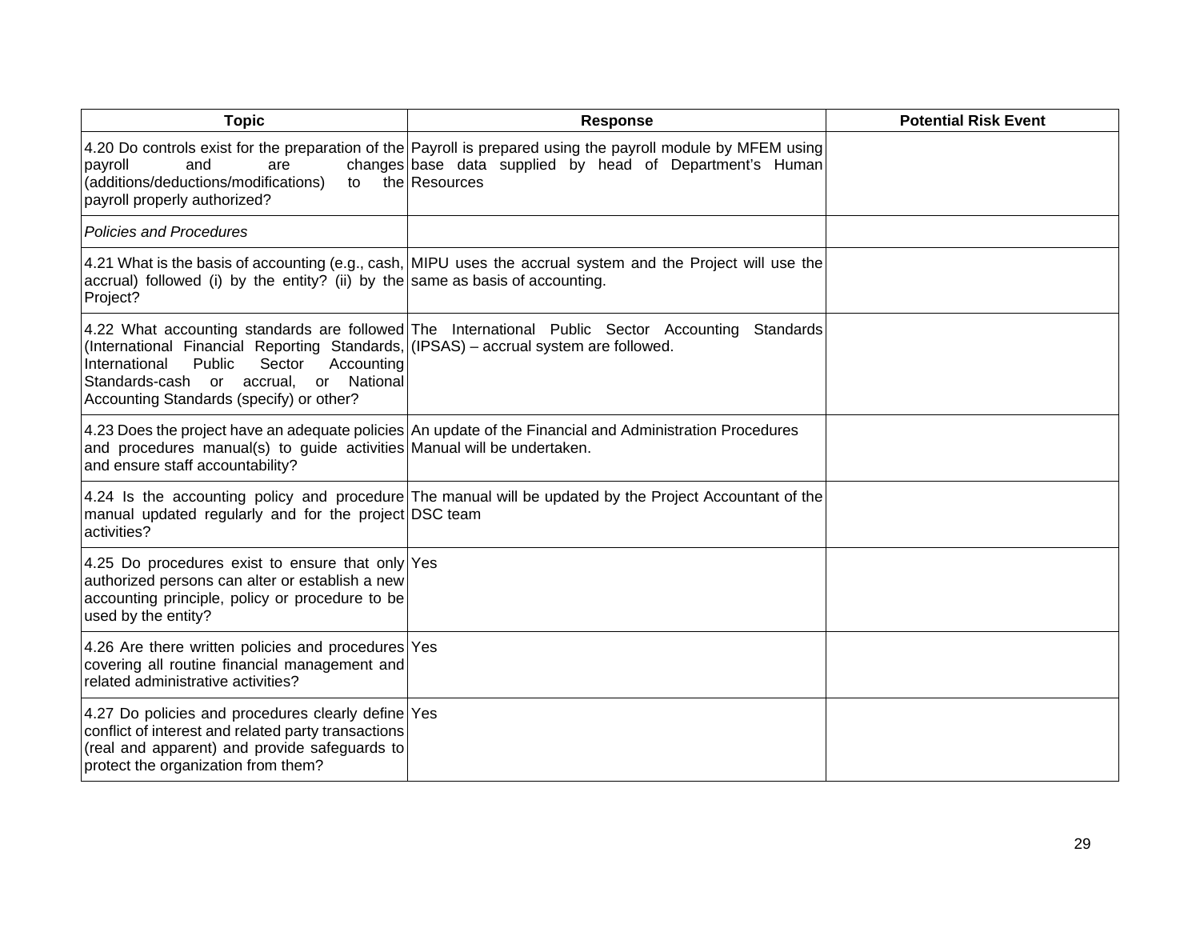| Topic | Response | Potential Risk Event |
| --- | --- | --- |
| 4.20 Do controls exist for the preparation of the payroll and are changes (additions/deductions/modifications) to the payroll properly authorized? | Payroll is prepared using the payroll module by MFEM using base data supplied by head of Department's Human Resources | |
| *Policies and Procedures* | | |
| 4.21 What is the basis of accounting (e.g., cash, accrual) followed (i) by the entity? (ii) by the Project? | MIPU uses the accrual system and the Project will use the same as basis of accounting. | |
| 4.22 What accounting standards are followed (International Financial Reporting Standards, International Public Sector Accounting Standards-cash or accrual, or National Accounting Standards (specify) or other? | The International Public Sector Accounting Standards (IPSAS) – accrual system are followed. | |
| 4.23 Does the project have an adequate policies and procedures manual(s) to guide activities and ensure staff accountability? | An update of the Financial and Administration Procedures Manual will be undertaken. | |
| 4.24 Is the accounting policy and procedure manual updated regularly and for the project activities? | The manual will be updated by the Project Accountant of the DSC team | |
| 4.25 Do procedures exist to ensure that only authorized persons can alter or establish a new accounting principle, policy or procedure to be used by the entity? | Yes | |
| 4.26 Are there written policies and procedures covering all routine financial management and related administrative activities? | Yes | |
| 4.27 Do policies and procedures clearly define conflict of interest and related party transactions (real and apparent) and provide safeguards to protect the organization from them? | Yes | |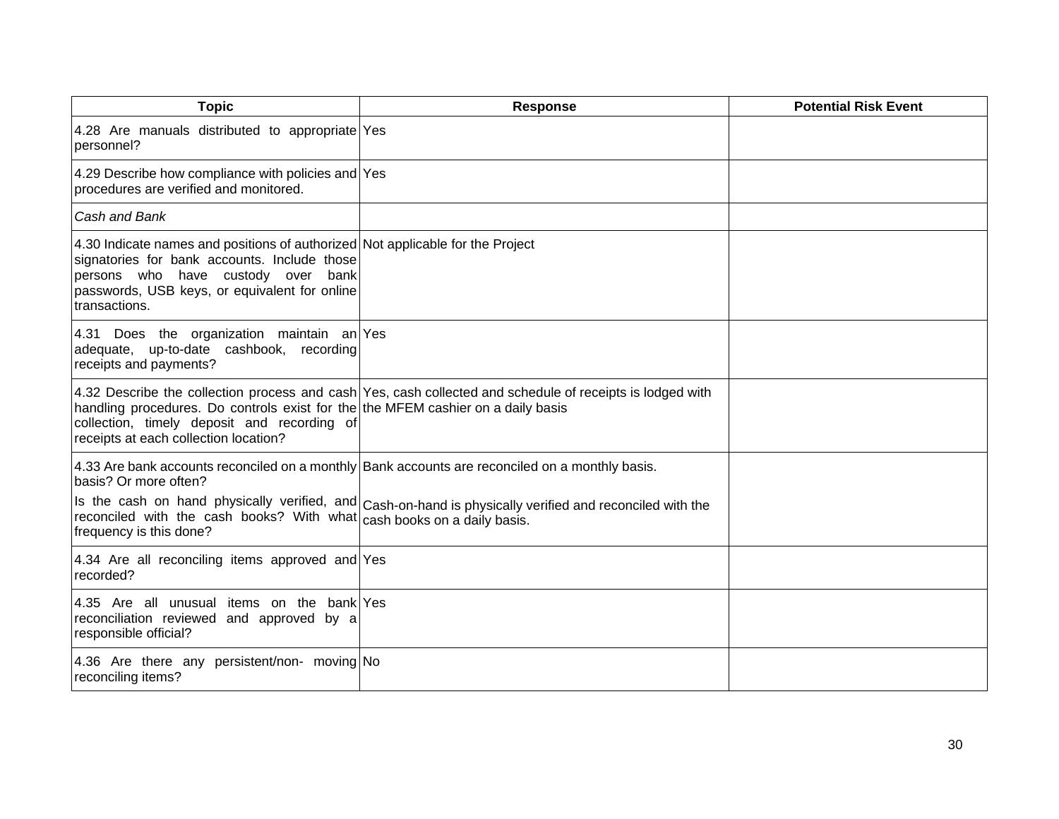| Topic | Response | Potential Risk Event |
|---|---|---|
| 4.28 Are manuals distributed to appropriate personnel? | Yes | |
| 4.29 Describe how compliance with policies and procedures are verified and monitored. | Yes | |
| *Cash and Bank* | | |
| 4.30 Indicate names and positions of authorized signatories for bank accounts. Include those persons who have custody over bank passwords, USB keys, or equivalent for online transactions. | Not applicable for the Project | |
| 4.31 Does the organization maintain an adequate, up-to-date cashbook, recording receipts and payments? | Yes | |
| 4.32 Describe the collection process and cash handling procedures. Do controls exist for the collection, timely deposit and recording of receipts at each collection location? | Yes, cash collected and schedule of receipts is lodged with the MFEM cashier on a daily basis | |
| 4.33 Are bank accounts reconciled on a monthly basis? Or more often?<br>Is the cash on hand physically verified, and reconciled with the cash books? With what frequency is this done? | Bank accounts are reconciled on a monthly basis.<br>Cash-on-hand is physically verified and reconciled with the cash books on a daily basis. | |
| 4.34 Are all reconciling items approved and recorded? | Yes | |
| 4.35 Are all unusual items on the bank reconciliation reviewed and approved by a responsible official? | Yes | |
| 4.36 Are there any persistent/non- moving reconciling items? | No | |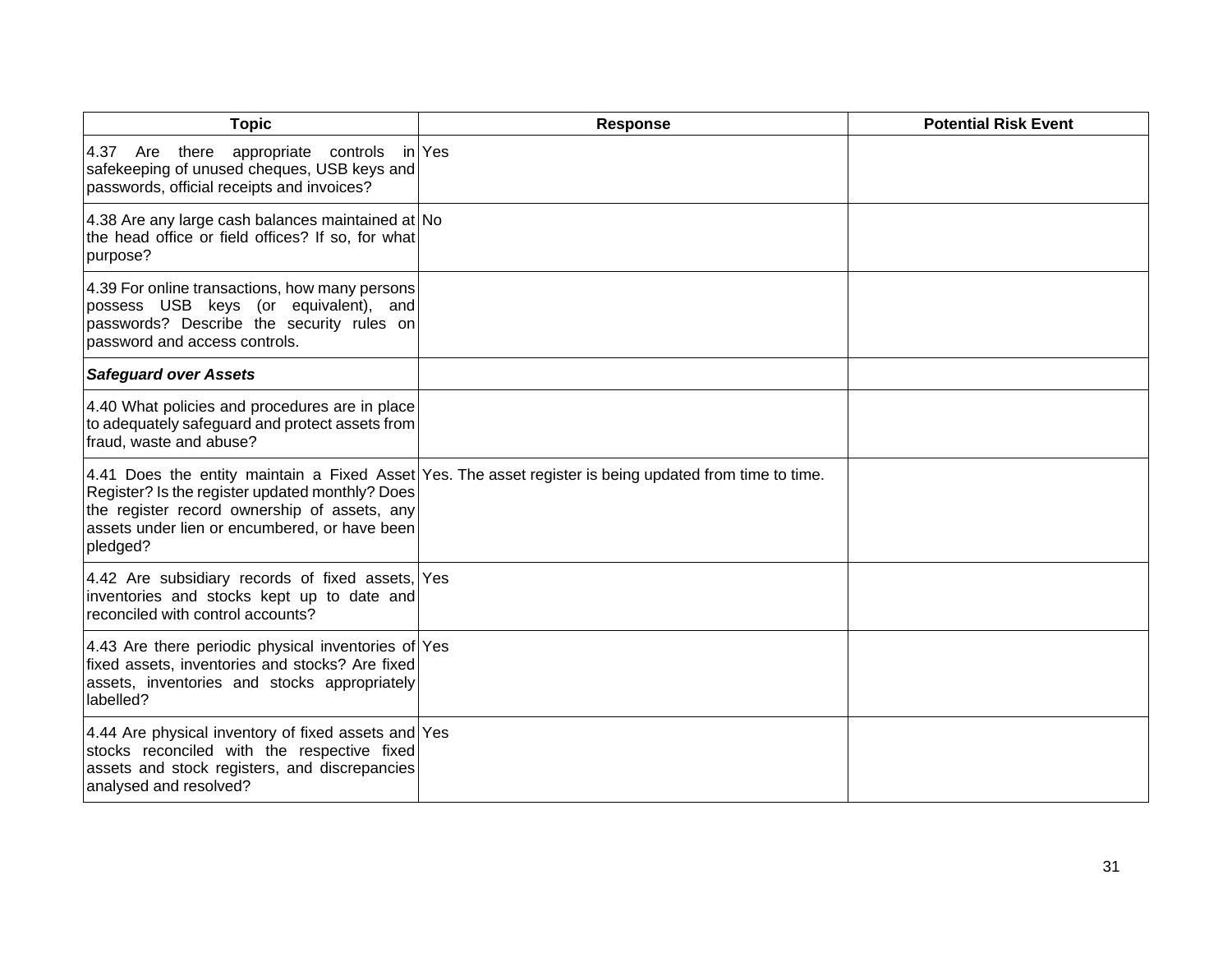| Topic | Response | Potential Risk Event |
|---|---|---|
| 4.37 Are there appropriate controls in safekeeping of unused cheques, USB keys and passwords, official receipts and invoices? | Yes | |
| 4.38 Are any large cash balances maintained at the head office or field offices? If so, for what purpose? | No | |
| 4.39 For online transactions, how many persons possess USB keys (or equivalent), and passwords? Describe the security rules on password and access controls. | | |
| ***Safeguard over Assets*** | | |
| 4.40 What policies and procedures are in place to adequately safeguard and protect assets from fraud, waste and abuse? | | |
| 4.41 Does the entity maintain a Fixed Asset Register? Is the register updated monthly? Does the register record ownership of assets, any assets under lien or encumbered, or have been pledged? | Yes. The asset register is being updated from time to time. | |
| 4.42 Are subsidiary records of fixed assets, inventories and stocks kept up to date and reconciled with control accounts? | Yes | |
| 4.43 Are there periodic physical inventories of fixed assets, inventories and stocks? Are fixed assets, inventories and stocks appropriately labelled? | Yes | |
| 4.44 Are physical inventory of fixed assets and stocks reconciled with the respective fixed assets and stock registers, and discrepancies analysed and resolved? | Yes | |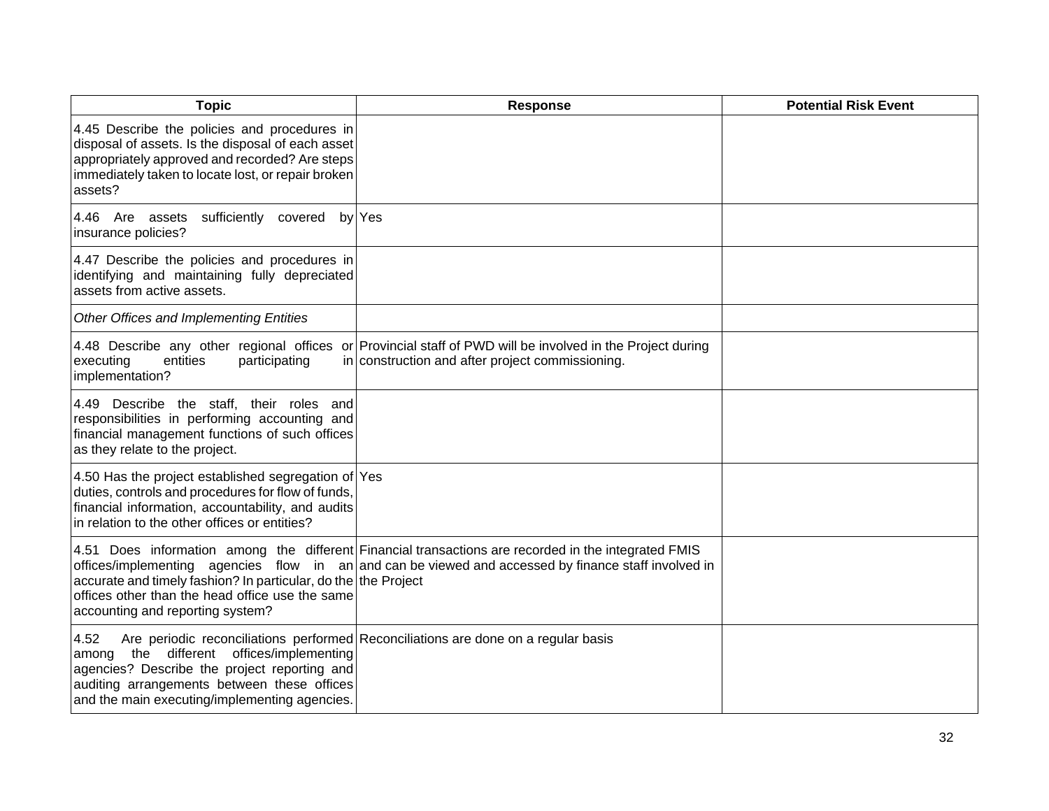| Topic | Response | Potential Risk Event |
|---|---|---|
| 4.45 Describe the policies and procedures in disposal of assets. Is the disposal of each asset appropriately approved and recorded? Are steps immediately taken to locate lost, or repair broken assets? | | |
| 4.46 Are assets sufficiently covered by insurance policies? | Yes | |
| 4.47 Describe the policies and procedures in identifying and maintaining fully depreciated assets from active assets. | | |
| *Other Offices and Implementing Entities* | | |
| 4.48 Describe any other regional offices or executing entities participating in implementation? | Provincial staff of PWD will be involved in the Project during construction and after project commissioning. | |
| 4.49 Describe the staff, their roles and responsibilities in performing accounting and financial management functions of such offices as they relate to the project. | | |
| 4.50 Has the project established segregation of duties, controls and procedures for flow of funds, financial information, accountability, and audits in relation to the other offices or entities? | Yes | |
| 4.51 Does information among the different offices/implementing agencies flow in an accurate and timely fashion? In particular, do the offices other than the head office use the same accounting and reporting system? | Financial transactions are recorded in the integrated FMIS and can be viewed and accessed by finance staff involved in the Project | |
| 4.52 Are periodic reconciliations performed among the different offices/implementing agencies? Describe the project reporting and auditing arrangements between these offices and the main executing/implementing agencies. | Reconciliations are done on a regular basis | |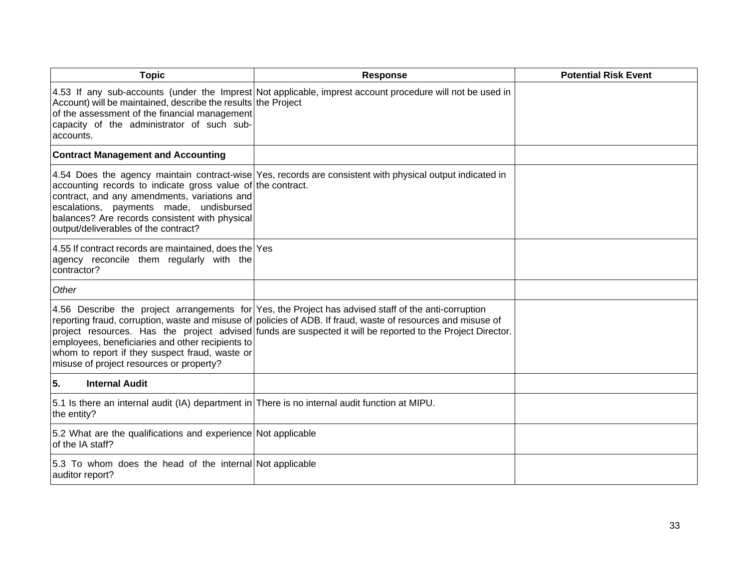| Topic | Response | Potential Risk Event |
|---|---|---|
| 4.53 If any sub-accounts (under the Imprest Account) will be maintained, describe the results of the assessment of the financial management capacity of the administrator of such sub-accounts. | Not applicable, imprest account procedure will not be used in the Project | |
| **Contract Management and Accounting** | | |
| 4.54 Does the agency maintain contract-wise accounting records to indicate gross value of contract, and any amendments, variations and escalations, payments made, undisbursed balances? Are records consistent with physical output/deliverables of the contract? | Yes, records are consistent with physical output indicated in the contract. | |
| 4.55 If contract records are maintained, does the agency reconcile them regularly with the contractor? | Yes | |
| *Other* | | |
| 4.56 Describe the project arrangements for reporting fraud, corruption, waste and misuse of project resources. Has the project advised employees, beneficiaries and other recipients to whom to report if they suspect fraud, waste or misuse of project resources or property? | Yes, the Project has advised staff of the anti-corruption policies of ADB. If fraud, waste of resources and misuse of funds are suspected it will be reported to the Project Director. | |
| **5. Internal Audit** | | |
| 5.1 Is there an internal audit (IA) department in the entity? | There is no internal audit function at MIPU. | |
| 5.2 What are the qualifications and experience of the IA staff? | Not applicable | |
| 5.3 To whom does the head of the internal auditor report? | Not applicable | |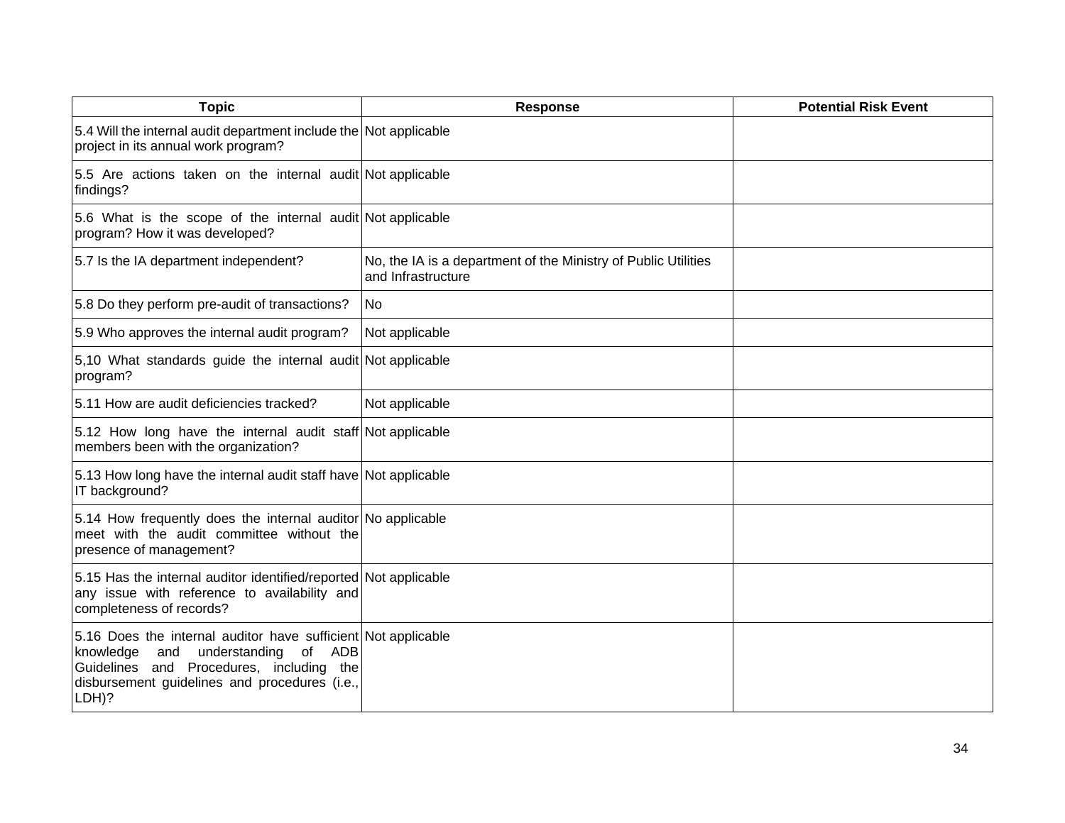| Topic | Response | Potential Risk Event |
| --- | --- | --- |
| 5.4 Will the internal audit department include the project in its annual work program? | Not applicable | |
| 5.5 Are actions taken on the internal audit findings? | Not applicable | |
| 5.6 What is the scope of the internal audit program? How it was developed? | Not applicable | |
| 5.7 Is the IA department independent? | No, the IA is a department of the Ministry of Public Utilities and Infrastructure | |
| 5.8 Do they perform pre-audit of transactions? | No | |
| 5.9 Who approves the internal audit program? | Not applicable | |
| 5,10 What standards guide the internal audit program? | Not applicable | |
| 5.11 How are audit deficiencies tracked? | Not applicable | |
| 5.12 How long have the internal audit staff members been with the organization? | Not applicable | |
| 5.13 How long have the internal audit staff have IT background? | Not applicable | |
| 5.14 How frequently does the internal auditor meet with the audit committee without the presence of management? | No applicable | |
| 5.15 Has the internal auditor identified/reported any issue with reference to availability and completeness of records? | Not applicable | |
| 5.16 Does the internal auditor have sufficient knowledge and understanding of ADB Guidelines and Procedures, including the disbursement guidelines and procedures (i.e., LDH)? | Not applicable | |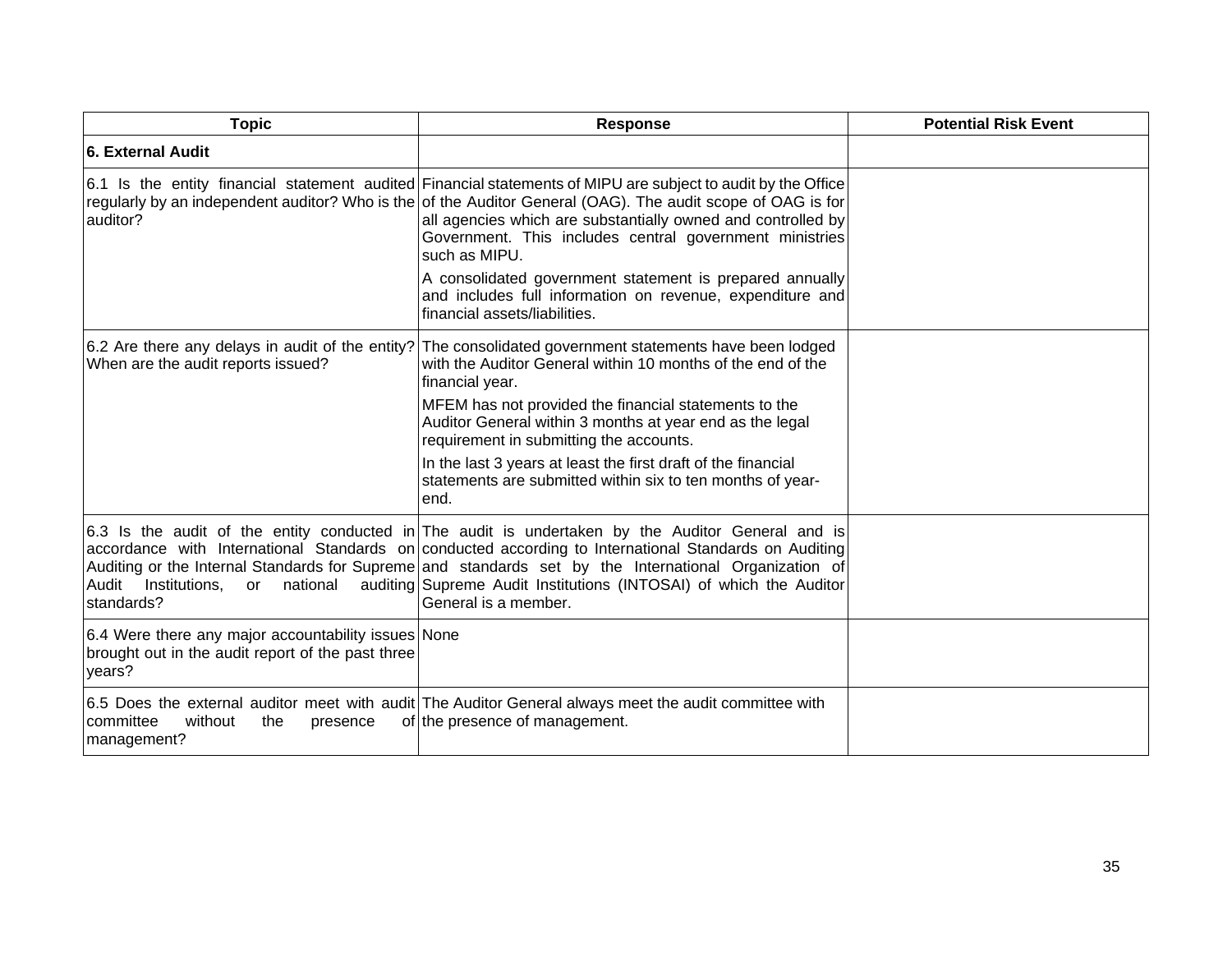| Topic | Response | Potential Risk Event |
|---|---|---|
| **6. External Audit** | | |
| 6.1 Is the entity financial statement audited regularly by an independent auditor? Who is the auditor? | Financial statements of MIPU are subject to audit by the Office of the Auditor General (OAG). The audit scope of OAG is for all agencies which are substantially owned and controlled by Government. This includes central government ministries such as MIPU.<br><br>A consolidated government statement is prepared annually and includes full information on revenue, expenditure and financial assets/liabilities. | |
| 6.2 Are there any delays in audit of the entity? When are the audit reports issued? | The consolidated government statements have been lodged with the Auditor General within 10 months of the end of the financial year.<br><br>MFEM has not provided the financial statements to the Auditor General within 3 months at year end as the legal requirement in submitting the accounts.<br><br>In the last 3 years at least the first draft of the financial statements are submitted within six to ten months of year-end. | |
| 6.3 Is the audit of the entity conducted in accordance with International Standards on Auditing or the Internal Standards for Supreme Audit Institutions, or national auditing standards? | The audit is undertaken by the Auditor General and is conducted according to International Standards on Auditing and standards set by the International Organization of Supreme Audit Institutions (INTOSAI) of which the Auditor General is a member. | |
| 6.4 Were there any major accountability issues brought out in the audit report of the past three years? | None | |
| 6.5 Does the external auditor meet with audit committee without the presence of management? | The Auditor General always meet the audit committee with the presence of management. | |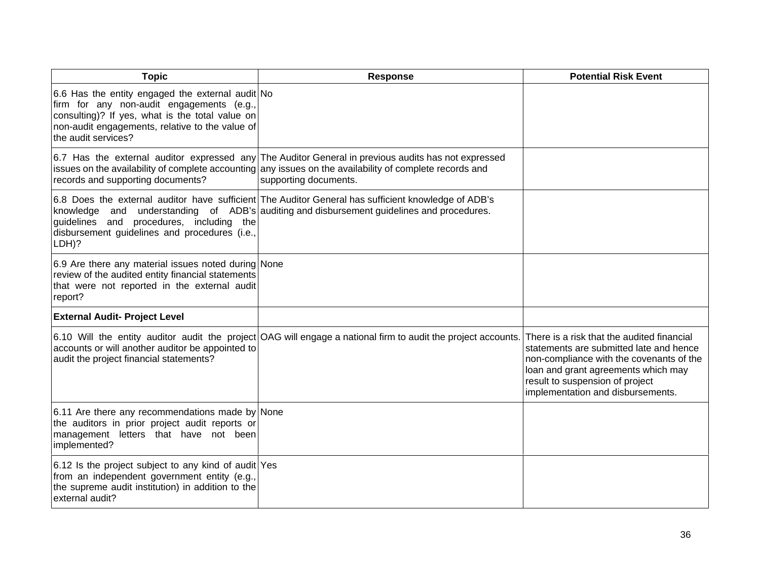| Topic | Response | Potential Risk Event |
|---|---|---|
| 6.6 Has the entity engaged the external audit firm for any non-audit engagements (e.g., consulting)? If yes, what is the total value on non-audit engagements, relative to the value of the audit services? | No | |
| 6.7 Has the external auditor expressed any issues on the availability of complete accounting records and supporting documents? | The Auditor General in previous audits has not expressed any issues on the availability of complete records and supporting documents. | |
| 6.8 Does the external auditor have sufficient knowledge and understanding of ADB's guidelines and procedures, including the disbursement guidelines and procedures (i.e., LDH)? | The Auditor General has sufficient knowledge of ADB's auditing and disbursement guidelines and procedures. | |
| 6.9 Are there any material issues noted during review of the audited entity financial statements that were not reported in the external audit report? | None | |
| **External Audit- Project Level** | | |
| 6.10 Will the entity auditor audit the project accounts or will another auditor be appointed to audit the project financial statements? | OAG will engage a national firm to audit the project accounts. | There is a risk that the audited financial statements are submitted late and hence non-compliance with the covenants of the loan and grant agreements which may result to suspension of project implementation and disbursements. |
| 6.11 Are there any recommendations made by the auditors in prior project audit reports or management letters that have not been implemented? | None | |
| 6.12 Is the project subject to any kind of audit from an independent government entity (e.g., the supreme audit institution) in addition to the external audit? | Yes | |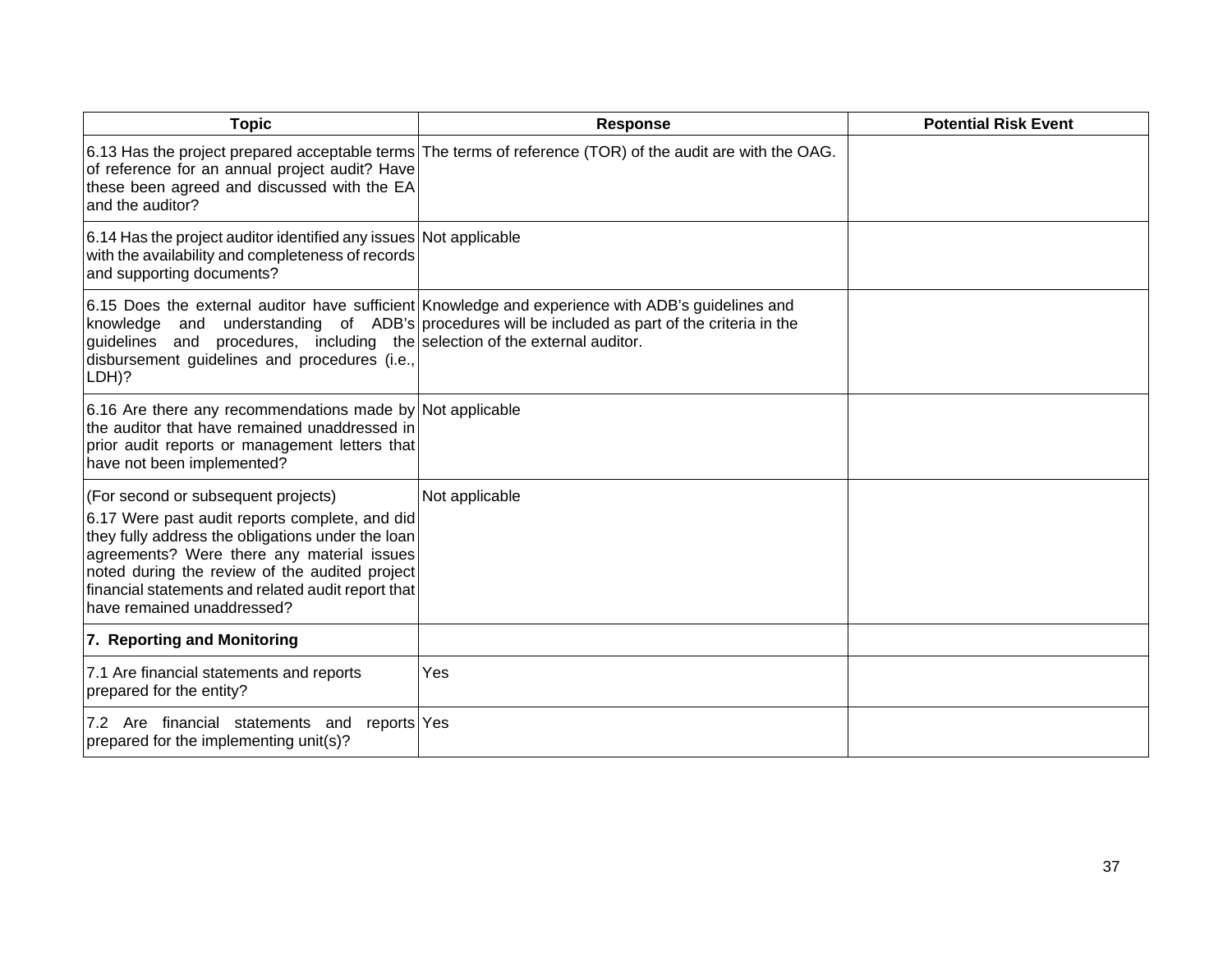| Topic | Response | Potential Risk Event |
| --- | --- | --- |
| 6.13 Has the project prepared acceptable terms of reference for an annual project audit? Have these been agreed and discussed with the EA and the auditor? | The terms of reference (TOR) of the audit are with the OAG. | |
| 6.14 Has the project auditor identified any issues with the availability and completeness of records and supporting documents? | Not applicable | |
| 6.15 Does the external auditor have sufficient knowledge and understanding of ADB's guidelines and procedures, including the disbursement guidelines and procedures (i.e., LDH)? | Knowledge and experience with ADB's guidelines and procedures will be included as part of the criteria in the selection of the external auditor. | |
| 6.16 Are there any recommendations made by the auditor that have remained unaddressed in prior audit reports or management letters that have not been implemented? | Not applicable | |
| (For second or subsequent projects)<br>6.17 Were past audit reports complete, and did they fully address the obligations under the loan agreements? Were there any material issues noted during the review of the audited project financial statements and related audit report that have remained unaddressed? | Not applicable | |
| **7. Reporting and Monitoring** | | |
| 7.1 Are financial statements and reports prepared for the entity? | Yes | |
| 7.2 Are financial statements and reports prepared for the implementing unit(s)? | Yes | |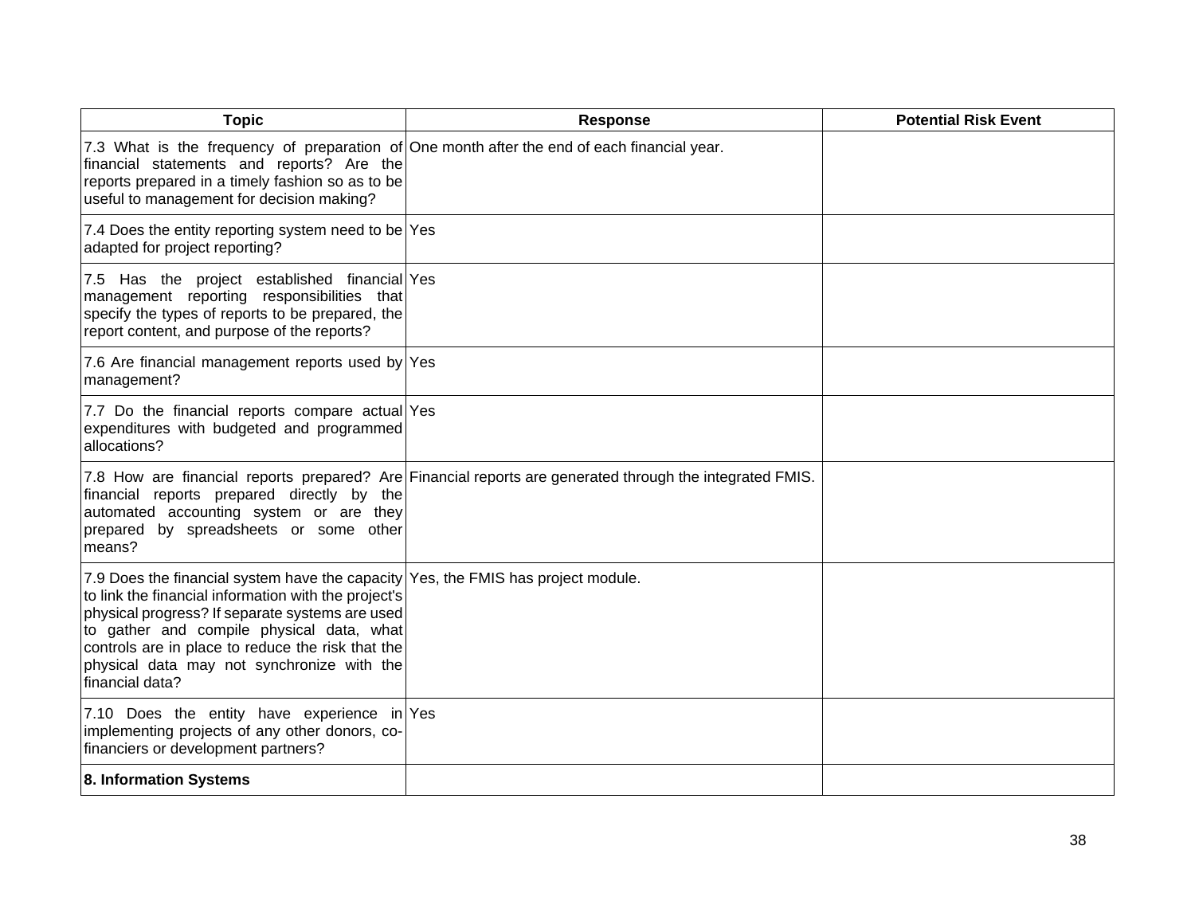| Topic | Response | Potential Risk Event |
|---|---|---|
| 7.3 What is the frequency of preparation of financial statements and reports? Are the reports prepared in a timely fashion so as to be useful to management for decision making? | One month after the end of each financial year. | |
| 7.4 Does the entity reporting system need to be adapted for project reporting? | Yes | |
| 7.5 Has the project established financial management reporting responsibilities that specify the types of reports to be prepared, the report content, and purpose of the reports? | Yes | |
| 7.6 Are financial management reports used by management? | Yes | |
| 7.7 Do the financial reports compare actual expenditures with budgeted and programmed allocations? | Yes | |
| 7.8 How are financial reports prepared? Are financial reports prepared directly by the automated accounting system or are they prepared by spreadsheets or some other means? | Financial reports are generated through the integrated FMIS. | |
| 7.9 Does the financial system have the capacity to link the financial information with the project's physical progress? If separate systems are used to gather and compile physical data, what controls are in place to reduce the risk that the physical data may not synchronize with the financial data? | Yes, the FMIS has project module. | |
| 7.10 Does the entity have experience in implementing projects of any other donors, co-financiers or development partners? | Yes | |
| **8. Information Systems** | | |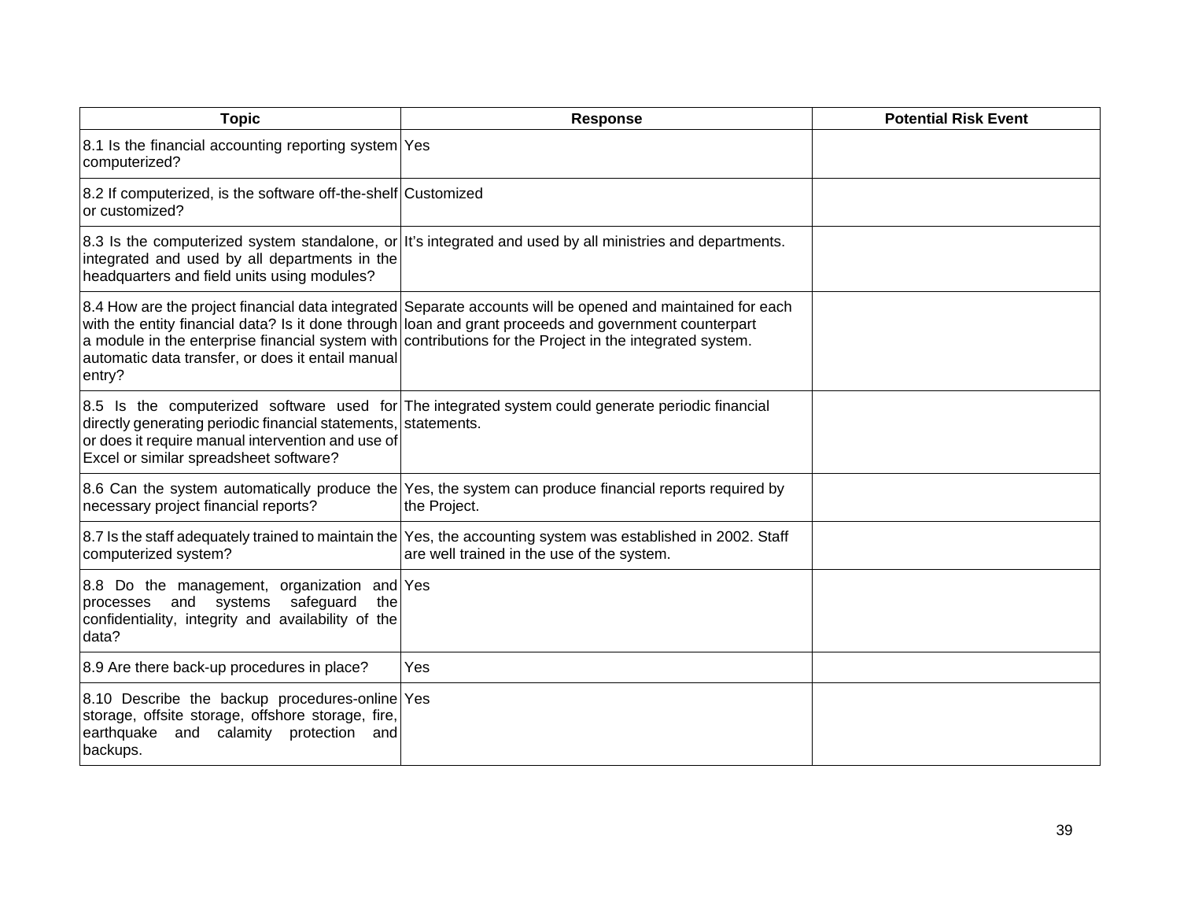| Topic | Response | Potential Risk Event |
|---|---|---|
| 8.1 Is the financial accounting reporting system computerized? | Yes | |
| 8.2 If computerized, is the software off-the-shelf or customized? | Customized | |
| 8.3 Is the computerized system standalone, or integrated and used by all departments in the headquarters and field units using modules? | It's integrated and used by all ministries and departments. | |
| 8.4 How are the project financial data integrated with the entity financial data? Is it done through a module in the enterprise financial system with automatic data transfer, or does it entail manual entry? | Separate accounts will be opened and maintained for each loan and grant proceeds and government counterpart contributions for the Project in the integrated system. | |
| 8.5 Is the computerized software used for directly generating periodic financial statements, or does it require manual intervention and use of Excel or similar spreadsheet software? | The integrated system could generate periodic financial statements. | |
| 8.6 Can the system automatically produce the necessary project financial reports? | Yes, the system can produce financial reports required by the Project. | |
| 8.7 Is the staff adequately trained to maintain the computerized system? | Yes, the accounting system was established in 2002. Staff are well trained in the use of the system. | |
| 8.8 Do the management, organization and processes and systems safeguard the confidentiality, integrity and availability of the data? | Yes | |
| 8.9 Are there back-up procedures in place? | Yes | |
| 8.10 Describe the backup procedures-online storage, offsite storage, offshore storage, fire, earthquake and calamity protection and backups. | Yes | |